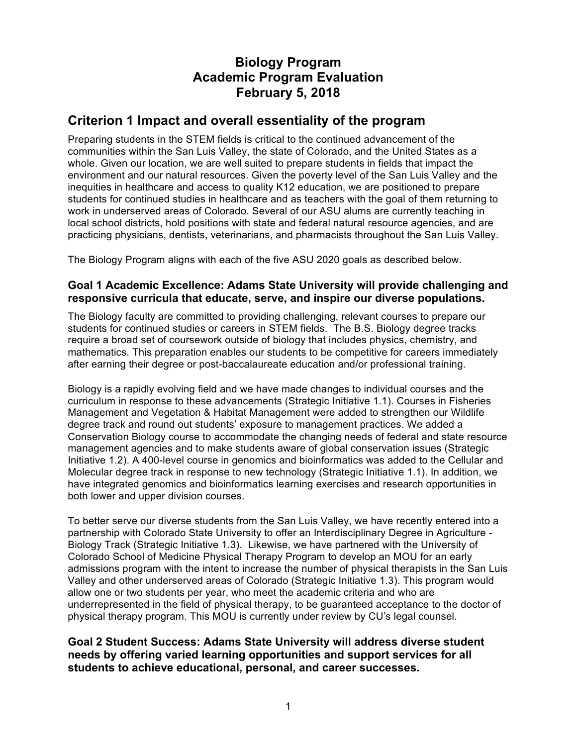# Biology Program
# Academic Program Evaluation
# February 5, 2018

## Criterion 1 Impact and overall essentiality of the program

Preparing students in the STEM fields is critical to the continued advancement of the communities within the San Luis Valley, the state of Colorado, and the United States as a whole. Given our location, we are well suited to prepare students in fields that impact the environment and our natural resources. Given the poverty level of the San Luis Valley and the inequities in healthcare and access to quality K12 education, we are positioned to prepare students for continued studies in healthcare and as teachers with the goal of them returning to work in underserved areas of Colorado. Several of our ASU alums are currently teaching in local school districts, hold positions with state and federal natural resource agencies, and are practicing physicians, dentists, veterinarians, and pharmacists throughout the San Luis Valley.

The Biology Program aligns with each of the five ASU 2020 goals as described below.

### Goal 1 Academic Excellence: Adams State University will provide challenging and responsive curricula that educate, serve, and inspire our diverse populations.

The Biology faculty are committed to providing challenging, relevant courses to prepare our students for continued studies or careers in STEM fields. The B.S. Biology degree tracks require a broad set of coursework outside of biology that includes physics, chemistry, and mathematics. This preparation enables our students to be competitive for careers immediately after earning their degree or post-baccalaureate education and/or professional training.

Biology is a rapidly evolving field and we have made changes to individual courses and the curriculum in response to these advancements (Strategic Initiative 1.1). Courses in Fisheries Management and Vegetation & Habitat Management were added to strengthen our Wildlife degree track and round out students' exposure to management practices. We added a Conservation Biology course to accommodate the changing needs of federal and state resource management agencies and to make students aware of global conservation issues (Strategic Initiative 1.2). A 400-level course in genomics and bioinformatics was added to the Cellular and Molecular degree track in response to new technology (Strategic Initiative 1.1). In addition, we have integrated genomics and bioinformatics learning exercises and research opportunities in both lower and upper division courses.

To better serve our diverse students from the San Luis Valley, we have recently entered into a partnership with Colorado State University to offer an Interdisciplinary Degree in Agriculture - Biology Track (Strategic Initiative 1.3). Likewise, we have partnered with the University of Colorado School of Medicine Physical Therapy Program to develop an MOU for an early admissions program with the intent to increase the number of physical therapists in the San Luis Valley and other underserved areas of Colorado (Strategic Initiative 1.3). This program would allow one or two students per year, who meet the academic criteria and who are underrepresented in the field of physical therapy, to be guaranteed acceptance to the doctor of physical therapy program. This MOU is currently under review by CU's legal counsel.

### Goal 2 Student Success: Adams State University will address diverse student needs by offering varied learning opportunities and support services for all students to achieve educational, personal, and career successes.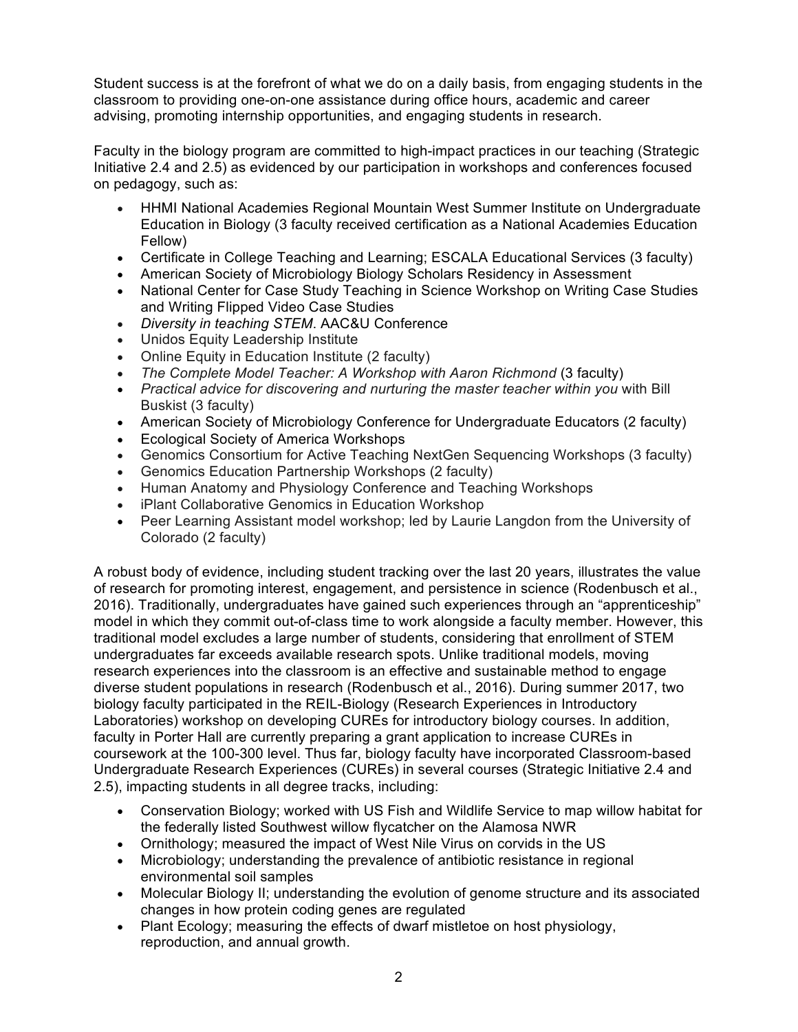Student success is at the forefront of what we do on a daily basis, from engaging students in the classroom to providing one-on-one assistance during office hours, academic and career advising, promoting internship opportunities, and engaging students in research.

Faculty in the biology program are committed to high-impact practices in our teaching (Strategic Initiative 2.4 and 2.5) as evidenced by our participation in workshops and conferences focused on pedagogy, such as:

- HHMI National Academies Regional Mountain West Summer Institute on Undergraduate Education in Biology (3 faculty received certification as a National Academies Education Fellow)
- Certificate in College Teaching and Learning; ESCALA Educational Services (3 faculty)
- American Society of Microbiology Biology Scholars Residency in Assessment
- National Center for Case Study Teaching in Science Workshop on Writing Case Studies and Writing Flipped Video Case Studies
- *Diversity in teaching STEM*. AAC&U Conference
- Unidos Equity Leadership Institute
- Online Equity in Education Institute (2 faculty)
- *The Complete Model Teacher: A Workshop with Aaron Richmond* (3 faculty)
- *Practical advice for discovering and nurturing the master teacher within you* with Bill Buskist (3 faculty)
- American Society of Microbiology Conference for Undergraduate Educators (2 faculty)
- Ecological Society of America Workshops
- Genomics Consortium for Active Teaching NextGen Sequencing Workshops (3 faculty)
- Genomics Education Partnership Workshops (2 faculty)
- Human Anatomy and Physiology Conference and Teaching Workshops
- iPlant Collaborative Genomics in Education Workshop
- Peer Learning Assistant model workshop; led by Laurie Langdon from the University of Colorado (2 faculty)

A robust body of evidence, including student tracking over the last 20 years, illustrates the value of research for promoting interest, engagement, and persistence in science (Rodenbusch et al., 2016). Traditionally, undergraduates have gained such experiences through an "apprenticeship" model in which they commit out-of-class time to work alongside a faculty member. However, this traditional model excludes a large number of students, considering that enrollment of STEM undergraduates far exceeds available research spots. Unlike traditional models, moving research experiences into the classroom is an effective and sustainable method to engage diverse student populations in research (Rodenbusch et al., 2016). During summer 2017, two biology faculty participated in the REIL-Biology (Research Experiences in Introductory Laboratories) workshop on developing CUREs for introductory biology courses. In addition, faculty in Porter Hall are currently preparing a grant application to increase CUREs in coursework at the 100-300 level. Thus far, biology faculty have incorporated Classroom-based Undergraduate Research Experiences (CUREs) in several courses (Strategic Initiative 2.4 and 2.5), impacting students in all degree tracks, including:

- Conservation Biology; worked with US Fish and Wildlife Service to map willow habitat for the federally listed Southwest willow flycatcher on the Alamosa NWR
- Ornithology; measured the impact of West Nile Virus on corvids in the US
- Microbiology; understanding the prevalence of antibiotic resistance in regional environmental soil samples
- Molecular Biology II; understanding the evolution of genome structure and its associated changes in how protein coding genes are regulated
- Plant Ecology; measuring the effects of dwarf mistletoe on host physiology, reproduction, and annual growth.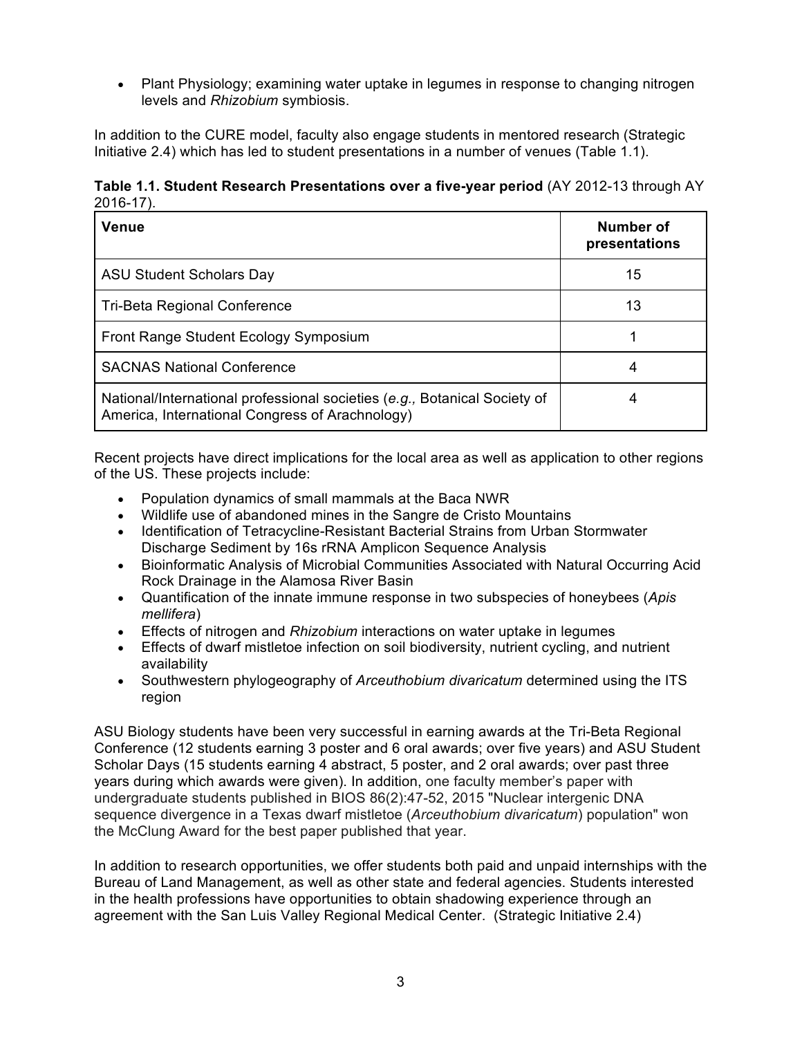- Plant Physiology; examining water uptake in legumes in response to changing nitrogen levels and *Rhizobium* symbiosis.

In addition to the CURE model, faculty also engage students in mentored research (Strategic Initiative 2.4) which has led to student presentations in a number of venues (Table 1.1).

**Table 1.1. Student Research Presentations over a five-year period** (AY 2012-13 through AY 2016-17).

| Venue | Number of presentations |
|---|---|
| ASU Student Scholars Day | 15 |
| Tri-Beta Regional Conference | 13 |
| Front Range Student Ecology Symposium | 1 |
| SACNAS National Conference | 4 |
| National/International professional societies (*e.g.,* Botanical Society of America, International Congress of Arachnology) | 4 |

Recent projects have direct implications for the local area as well as application to other regions of the US. These projects include:

- Population dynamics of small mammals at the Baca NWR
- Wildlife use of abandoned mines in the Sangre de Cristo Mountains
- Identification of Tetracycline-Resistant Bacterial Strains from Urban Stormwater Discharge Sediment by 16s rRNA Amplicon Sequence Analysis
- Bioinformatic Analysis of Microbial Communities Associated with Natural Occurring Acid Rock Drainage in the Alamosa River Basin
- Quantification of the innate immune response in two subspecies of honeybees (*Apis mellifera*)
- Effects of nitrogen and *Rhizobium* interactions on water uptake in legumes
- Effects of dwarf mistletoe infection on soil biodiversity, nutrient cycling, and nutrient availability
- Southwestern phylogeography of *Arceuthobium divaricatum* determined using the ITS region

ASU Biology students have been very successful in earning awards at the Tri-Beta Regional Conference (12 students earning 3 poster and 6 oral awards; over five years) and ASU Student Scholar Days (15 students earning 4 abstract, 5 poster, and 2 oral awards; over past three years during which awards were given). In addition, one faculty member's paper with undergraduate students published in BIOS 86(2):47-52, 2015 "Nuclear intergenic DNA sequence divergence in a Texas dwarf mistletoe (*Arceuthobium divaricatum*) population" won the McClung Award for the best paper published that year.

In addition to research opportunities, we offer students both paid and unpaid internships with the Bureau of Land Management, as well as other state and federal agencies. Students interested in the health professions have opportunities to obtain shadowing experience through an agreement with the San Luis Valley Regional Medical Center. (Strategic Initiative 2.4)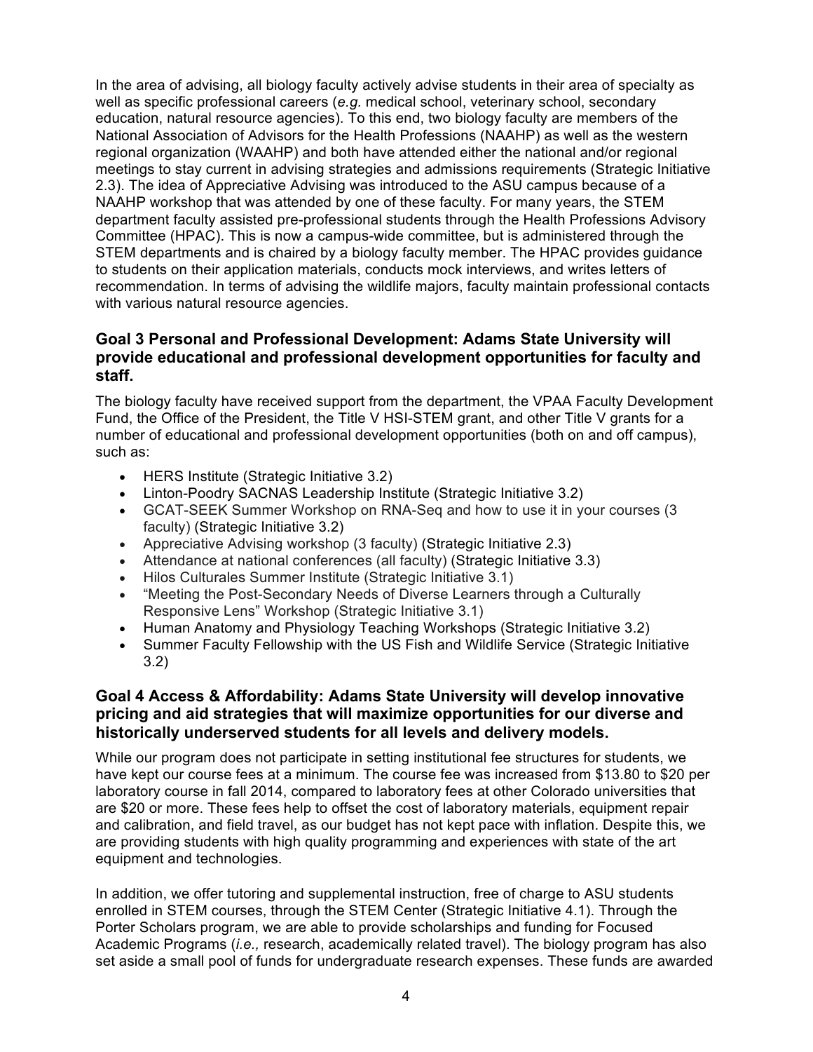In the area of advising, all biology faculty actively advise students in their area of specialty as well as specific professional careers (*e.g.* medical school, veterinary school, secondary education, natural resource agencies). To this end, two biology faculty are members of the National Association of Advisors for the Health Professions (NAAHP) as well as the western regional organization (WAAHP) and both have attended either the national and/or regional meetings to stay current in advising strategies and admissions requirements (Strategic Initiative 2.3). The idea of Appreciative Advising was introduced to the ASU campus because of a NAAHP workshop that was attended by one of these faculty. For many years, the STEM department faculty assisted pre-professional students through the Health Professions Advisory Committee (HPAC). This is now a campus-wide committee, but is administered through the STEM departments and is chaired by a biology faculty member. The HPAC provides guidance to students on their application materials, conducts mock interviews, and writes letters of recommendation. In terms of advising the wildlife majors, faculty maintain professional contacts with various natural resource agencies.

### Goal 3 Personal and Professional Development: Adams State University will provide educational and professional development opportunities for faculty and staff.

The biology faculty have received support from the department, the VPAA Faculty Development Fund, the Office of the President, the Title V HSI-STEM grant, and other Title V grants for a number of educational and professional development opportunities (both on and off campus), such as:

- HERS Institute (Strategic Initiative 3.2)
- Linton-Poodry SACNAS Leadership Institute (Strategic Initiative 3.2)
- GCAT-SEEK Summer Workshop on RNA-Seq and how to use it in your courses (3 faculty) (Strategic Initiative 3.2)
- Appreciative Advising workshop (3 faculty) (Strategic Initiative 2.3)
- Attendance at national conferences (all faculty) (Strategic Initiative 3.3)
- Hilos Culturales Summer Institute (Strategic Initiative 3.1)
- "Meeting the Post-Secondary Needs of Diverse Learners through a Culturally Responsive Lens" Workshop (Strategic Initiative 3.1)
- Human Anatomy and Physiology Teaching Workshops (Strategic Initiative 3.2)
- Summer Faculty Fellowship with the US Fish and Wildlife Service (Strategic Initiative 3.2)

### Goal 4 Access & Affordability: Adams State University will develop innovative pricing and aid strategies that will maximize opportunities for our diverse and historically underserved students for all levels and delivery models.

While our program does not participate in setting institutional fee structures for students, we have kept our course fees at a minimum. The course fee was increased from $13.80 to $20 per laboratory course in fall 2014, compared to laboratory fees at other Colorado universities that are $20 or more. These fees help to offset the cost of laboratory materials, equipment repair and calibration, and field travel, as our budget has not kept pace with inflation. Despite this, we are providing students with high quality programming and experiences with state of the art equipment and technologies.

In addition, we offer tutoring and supplemental instruction, free of charge to ASU students enrolled in STEM courses, through the STEM Center (Strategic Initiative 4.1). Through the Porter Scholars program, we are able to provide scholarships and funding for Focused Academic Programs (*i.e.,* research, academically related travel). The biology program has also set aside a small pool of funds for undergraduate research expenses. These funds are awarded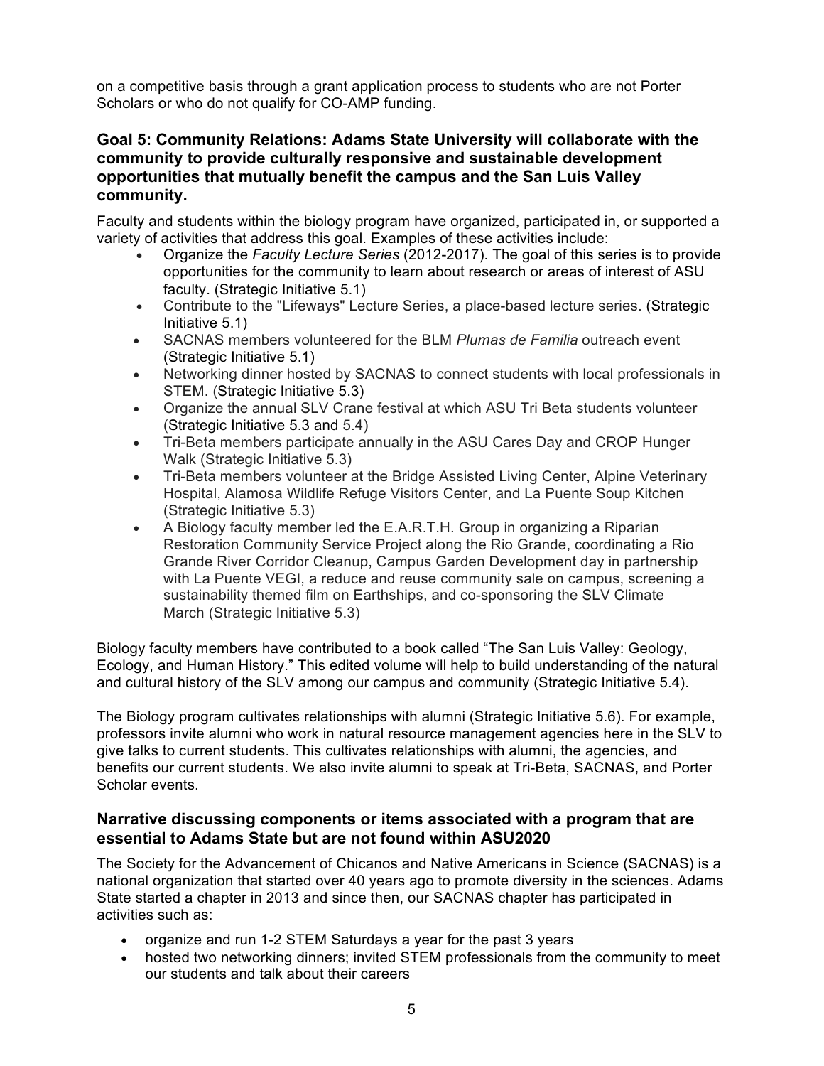on a competitive basis through a grant application process to students who are not Porter Scholars or who do not qualify for CO-AMP funding.

### Goal 5: Community Relations: Adams State University will collaborate with the community to provide culturally responsive and sustainable development opportunities that mutually benefit the campus and the San Luis Valley community.

Faculty and students within the biology program have organized, participated in, or supported a variety of activities that address this goal. Examples of these activities include:

- Organize the *Faculty Lecture Series* (2012-2017). The goal of this series is to provide opportunities for the community to learn about research or areas of interest of ASU faculty. (Strategic Initiative 5.1)
- Contribute to the "Lifeways" Lecture Series, a place-based lecture series. (Strategic Initiative 5.1)
- SACNAS members volunteered for the BLM *Plumas de Familia* outreach event (Strategic Initiative 5.1)
- Networking dinner hosted by SACNAS to connect students with local professionals in STEM. (Strategic Initiative 5.3)
- Organize the annual SLV Crane festival at which ASU Tri Beta students volunteer (Strategic Initiative 5.3 and 5.4)
- Tri-Beta members participate annually in the ASU Cares Day and CROP Hunger Walk (Strategic Initiative 5.3)
- Tri-Beta members volunteer at the Bridge Assisted Living Center, Alpine Veterinary Hospital, Alamosa Wildlife Refuge Visitors Center, and La Puente Soup Kitchen (Strategic Initiative 5.3)
- A Biology faculty member led the E.A.R.T.H. Group in organizing a Riparian Restoration Community Service Project along the Rio Grande, coordinating a Rio Grande River Corridor Cleanup, Campus Garden Development day in partnership with La Puente VEGI, a reduce and reuse community sale on campus, screening a sustainability themed film on Earthships, and co-sponsoring the SLV Climate March (Strategic Initiative 5.3)

Biology faculty members have contributed to a book called "The San Luis Valley: Geology, Ecology, and Human History." This edited volume will help to build understanding of the natural and cultural history of the SLV among our campus and community (Strategic Initiative 5.4).

The Biology program cultivates relationships with alumni (Strategic Initiative 5.6). For example, professors invite alumni who work in natural resource management agencies here in the SLV to give talks to current students. This cultivates relationships with alumni, the agencies, and benefits our current students. We also invite alumni to speak at Tri-Beta, SACNAS, and Porter Scholar events.

### Narrative discussing components or items associated with a program that are essential to Adams State but are not found within ASU2020

The Society for the Advancement of Chicanos and Native Americans in Science (SACNAS) is a national organization that started over 40 years ago to promote diversity in the sciences. Adams State started a chapter in 2013 and since then, our SACNAS chapter has participated in activities such as:

- organize and run 1-2 STEM Saturdays a year for the past 3 years
- hosted two networking dinners; invited STEM professionals from the community to meet our students and talk about their careers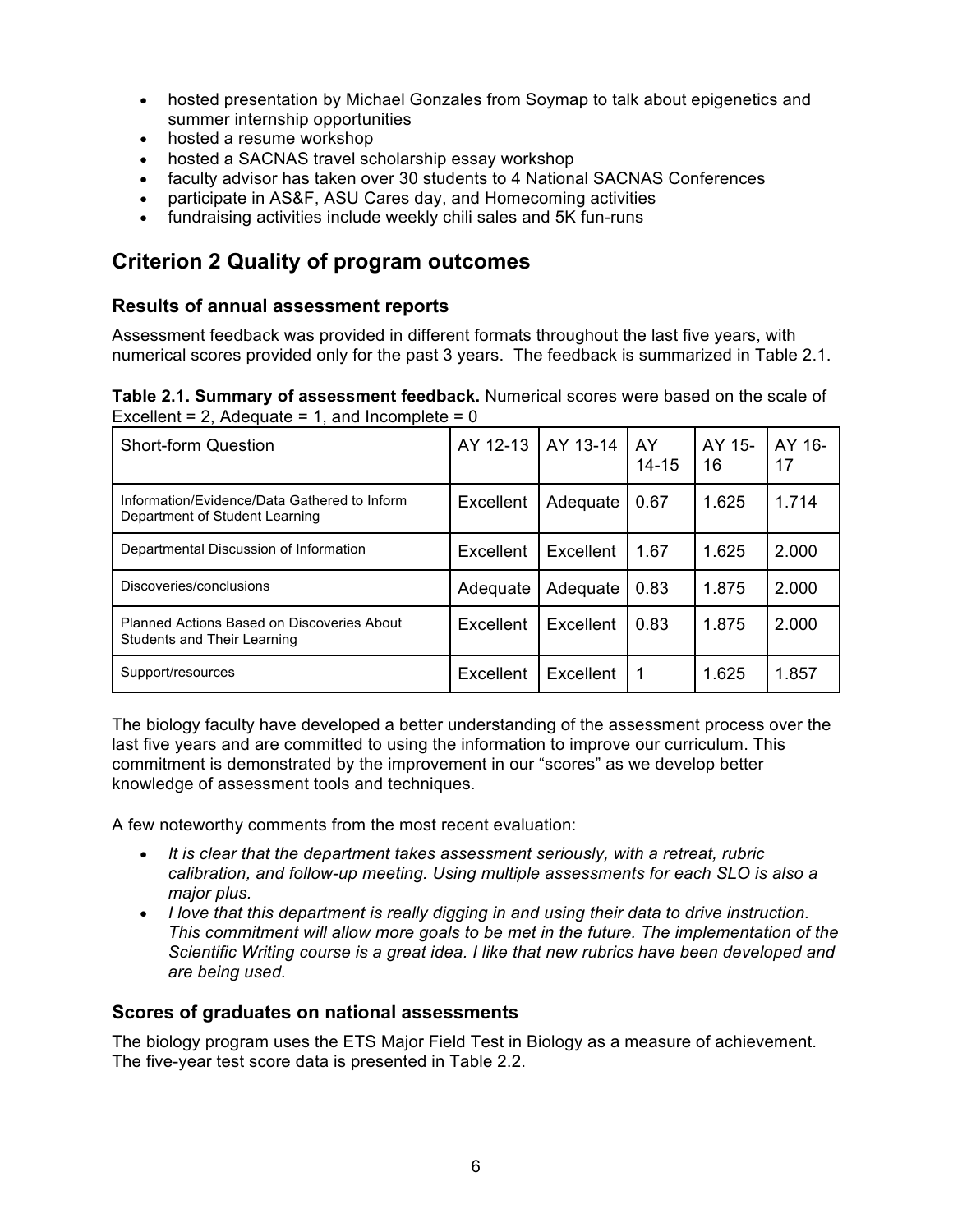- hosted presentation by Michael Gonzales from Soymap to talk about epigenetics and summer internship opportunities
- hosted a resume workshop
- hosted a SACNAS travel scholarship essay workshop
- faculty advisor has taken over 30 students to 4 National SACNAS Conferences
- participate in AS&F, ASU Cares day, and Homecoming activities
- fundraising activities include weekly chili sales and 5K fun-runs

## Criterion 2 Quality of program outcomes

### Results of annual assessment reports

Assessment feedback was provided in different formats throughout the last five years, with numerical scores provided only for the past 3 years. The feedback is summarized in Table 2.1.

**Table 2.1. Summary of assessment feedback.** Numerical scores were based on the scale of Excellent = 2, Adequate = 1, and Incomplete = 0

| Short-form Question | AY 12-13 | AY 13-14 | AY 14-15 | AY 15-16 | AY 16-17 |
|---|---|---|---|---|---|
| Information/Evidence/Data Gathered to Inform Department of Student Learning | Excellent | Adequate | 0.67 | 1.625 | 1.714 |
| Departmental Discussion of Information | Excellent | Excellent | 1.67 | 1.625 | 2.000 |
| Discoveries/conclusions | Adequate | Adequate | 0.83 | 1.875 | 2.000 |
| Planned Actions Based on Discoveries About Students and Their Learning | Excellent | Excellent | 0.83 | 1.875 | 2.000 |
| Support/resources | Excellent | Excellent | 1 | 1.625 | 1.857 |

The biology faculty have developed a better understanding of the assessment process over the last five years and are committed to using the information to improve our curriculum. This commitment is demonstrated by the improvement in our "scores" as we develop better knowledge of assessment tools and techniques.

A few noteworthy comments from the most recent evaluation:

- *It is clear that the department takes assessment seriously, with a retreat, rubric calibration, and follow-up meeting. Using multiple assessments for each SLO is also a major plus.*
- *I love that this department is really digging in and using their data to drive instruction. This commitment will allow more goals to be met in the future. The implementation of the Scientific Writing course is a great idea. I like that new rubrics have been developed and are being used.*

### Scores of graduates on national assessments

The biology program uses the ETS Major Field Test in Biology as a measure of achievement. The five-year test score data is presented in Table 2.2.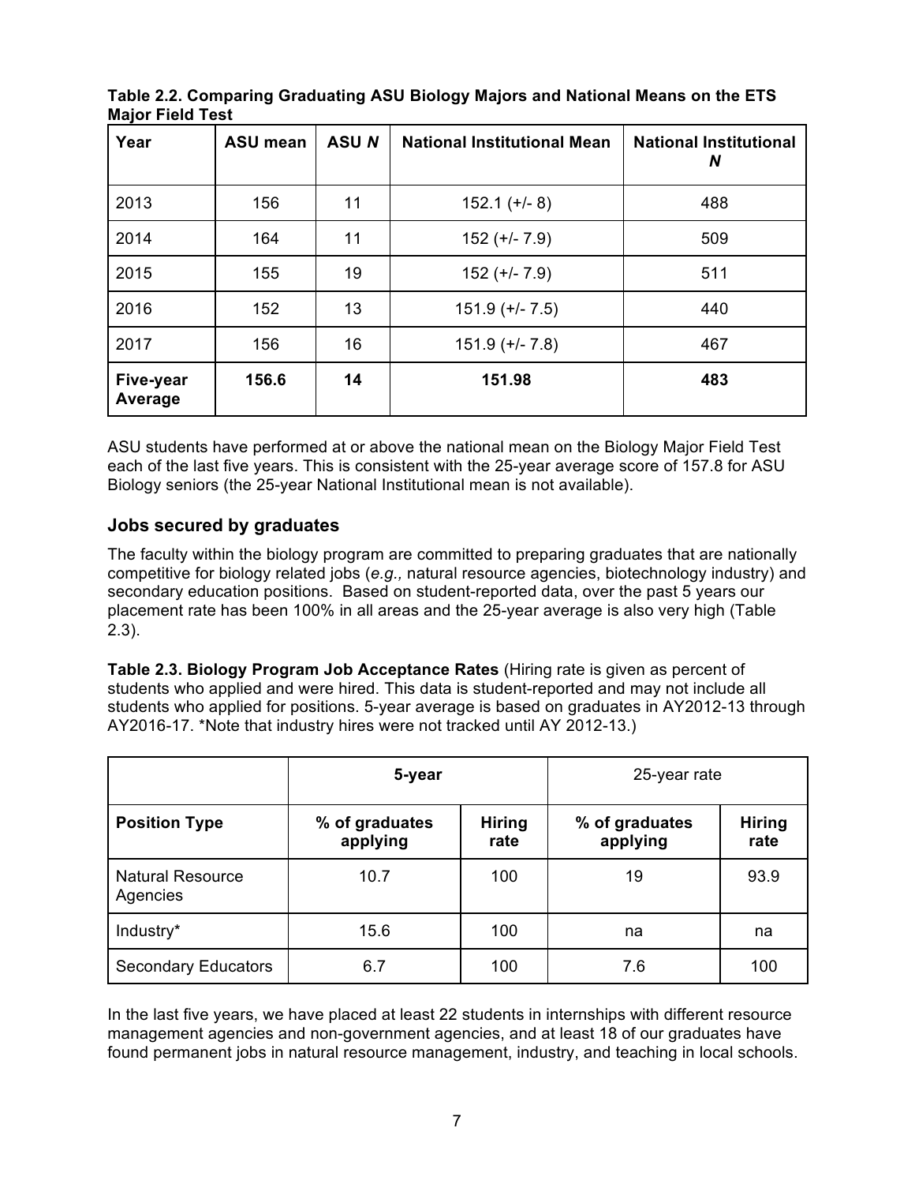**Table 2.2. Comparing Graduating ASU Biology Majors and National Means on the ETS Major Field Test**

| Year | ASU mean | ASU *N* | National Institutional Mean | National Institutional *N* |
|---|---|---|---|---|
| 2013 | 156 | 11 | 152.1 (+/- 8) | 488 |
| 2014 | 164 | 11 | 152 (+/- 7.9) | 509 |
| 2015 | 155 | 19 | 152 (+/- 7.9) | 511 |
| 2016 | 152 | 13 | 151.9 (+/- 7.5) | 440 |
| 2017 | 156 | 16 | 151.9 (+/- 7.8) | 467 |
| **Five-year Average** | **156.6** | **14** | **151.98** | **483** |

ASU students have performed at or above the national mean on the Biology Major Field Test each of the last five years. This is consistent with the 25-year average score of 157.8 for ASU Biology seniors (the 25-year National Institutional mean is not available).

## Jobs secured by graduates

The faculty within the biology program are committed to preparing graduates that are nationally competitive for biology related jobs (*e.g.,* natural resource agencies, biotechnology industry) and secondary education positions. Based on student-reported data, over the past 5 years our placement rate has been 100% in all areas and the 25-year average is also very high (Table 2.3).

**Table 2.3. Biology Program Job Acceptance Rates** (Hiring rate is given as percent of students who applied and were hired. This data is student-reported and may not include all students who applied for positions. 5-year average is based on graduates in AY2012-13 through AY2016-17. *Note that industry hires were not tracked until AY 2012-13.)

| | **5-year** | | 25-year rate | |
|---|---|---|---|---|
| **Position Type** | **% of graduates applying** | **Hiring rate** | **% of graduates applying** | **Hiring rate** |
| Natural Resource Agencies | 10.7 | 100 | 19 | 93.9 |
| Industry* | 15.6 | 100 | na | na |
| Secondary Educators | 6.7 | 100 | 7.6 | 100 |

In the last five years, we have placed at least 22 students in internships with different resource management agencies and non-government agencies, and at least 18 of our graduates have found permanent jobs in natural resource management, industry, and teaching in local schools.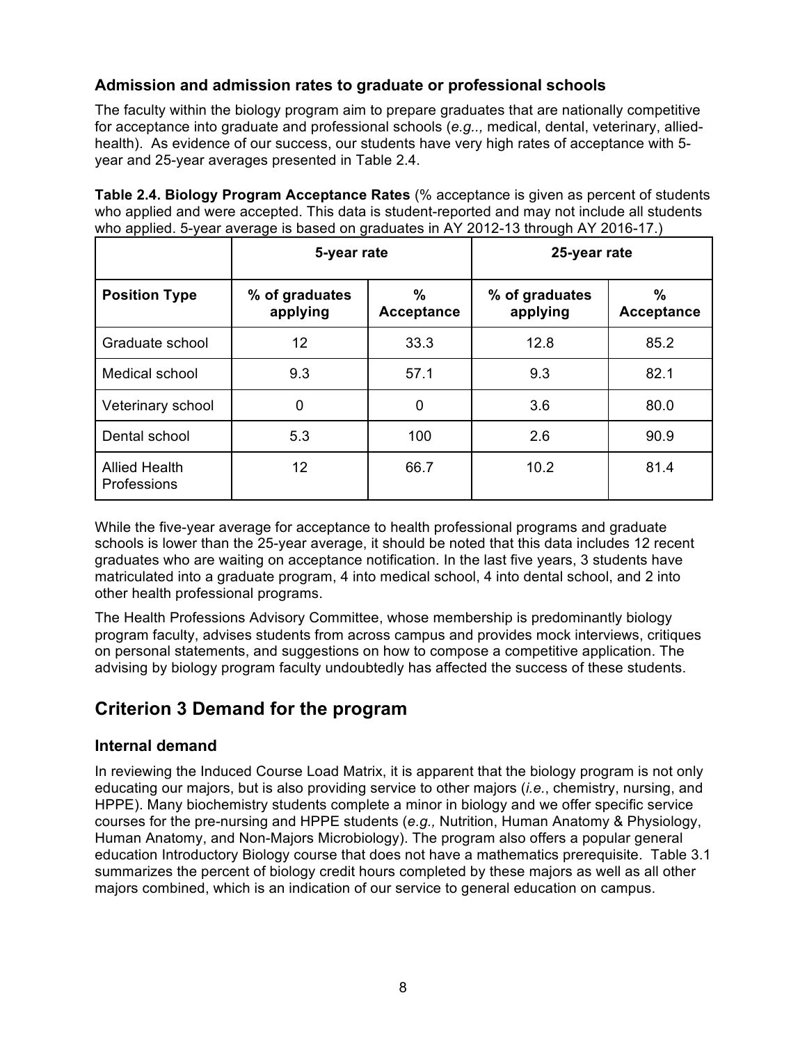### Admission and admission rates to graduate or professional schools

The faculty within the biology program aim to prepare graduates that are nationally competitive for acceptance into graduate and professional schools (*e.g..,* medical, dental, veterinary, allied-health). As evidence of our success, our students have very high rates of acceptance with 5-year and 25-year averages presented in Table 2.4.

**Table 2.4. Biology Program Acceptance Rates** (% acceptance is given as percent of students who applied and were accepted. This data is student-reported and may not include all students who applied. 5-year average is based on graduates in AY 2012-13 through AY 2016-17.)

| | 5-year rate | | 25-year rate | |
|---|---|---|---|---|
| **Position Type** | **% of graduates applying** | **% Acceptance** | **% of graduates applying** | **% Acceptance** |
| Graduate school | 12 | 33.3 | 12.8 | 85.2 |
| Medical school | 9.3 | 57.1 | 9.3 | 82.1 |
| Veterinary school | 0 | 0 | 3.6 | 80.0 |
| Dental school | 5.3 | 100 | 2.6 | 90.9 |
| Allied Health Professions | 12 | 66.7 | 10.2 | 81.4 |

While the five-year average for acceptance to health professional programs and graduate schools is lower than the 25-year average, it should be noted that this data includes 12 recent graduates who are waiting on acceptance notification. In the last five years, 3 students have matriculated into a graduate program, 4 into medical school, 4 into dental school, and 2 into other health professional programs.

The Health Professions Advisory Committee, whose membership is predominantly biology program faculty, advises students from across campus and provides mock interviews, critiques on personal statements, and suggestions on how to compose a competitive application. The advising by biology program faculty undoubtedly has affected the success of these students.

## Criterion 3 Demand for the program

### Internal demand

In reviewing the Induced Course Load Matrix, it is apparent that the biology program is not only educating our majors, but is also providing service to other majors (*i.e.*, chemistry, nursing, and HPPE). Many biochemistry students complete a minor in biology and we offer specific service courses for the pre-nursing and HPPE students (*e.g.,* Nutrition, Human Anatomy & Physiology, Human Anatomy, and Non-Majors Microbiology). The program also offers a popular general education Introductory Biology course that does not have a mathematics prerequisite. Table 3.1 summarizes the percent of biology credit hours completed by these majors as well as all other majors combined, which is an indication of our service to general education on campus.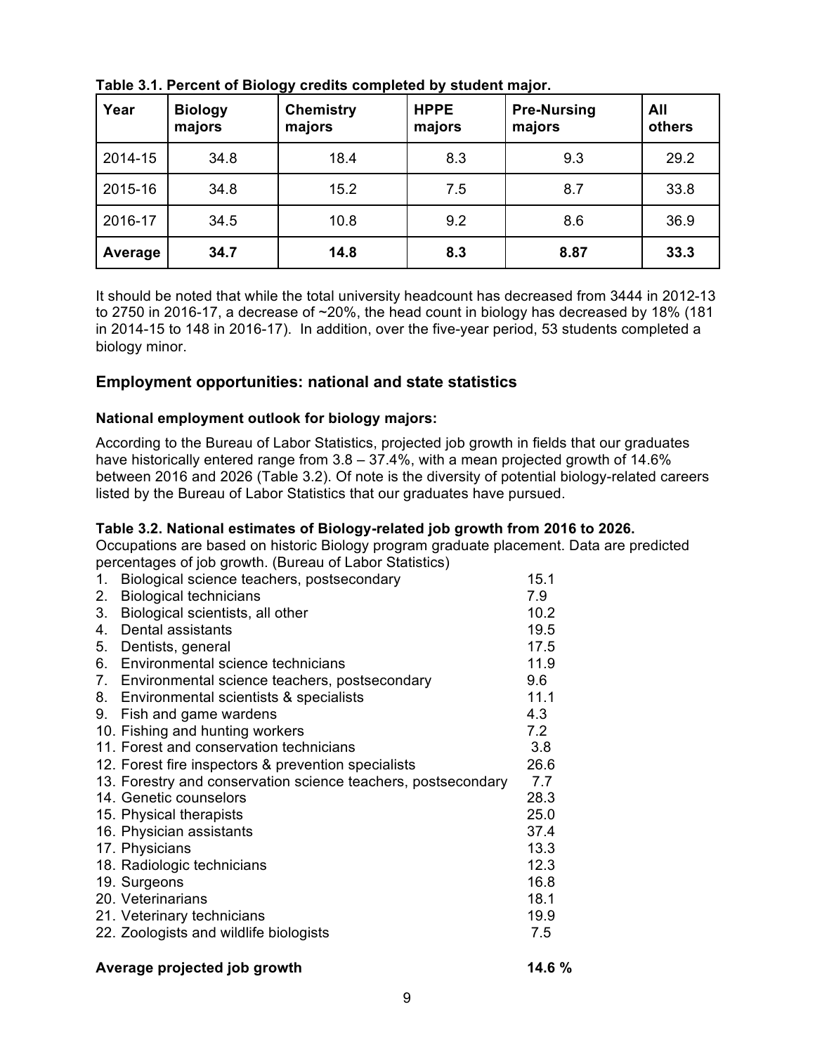**Table 3.1. Percent of Biology credits completed by student major.**

| Year | Biology majors | Chemistry majors | HPPE majors | Pre-Nursing majors | All others |
|---|---|---|---|---|---|
| 2014-15 | 34.8 | 18.4 | 8.3 | 9.3 | 29.2 |
| 2015-16 | 34.8 | 15.2 | 7.5 | 8.7 | 33.8 |
| 2016-17 | 34.5 | 10.8 | 9.2 | 8.6 | 36.9 |
| **Average** | **34.7** | **14.8** | **8.3** | **8.87** | **33.3** |

It should be noted that while the total university headcount has decreased from 3444 in 2012-13 to 2750 in 2016-17, a decrease of ~20%, the head count in biology has decreased by 18% (181 in 2014-15 to 148 in 2016-17). In addition, over the five-year period, 53 students completed a biology minor.

## Employment opportunities: national and state statistics

### National employment outlook for biology majors:

According to the Bureau of Labor Statistics, projected job growth in fields that our graduates have historically entered range from 3.8 – 37.4%, with a mean projected growth of 14.6% between 2016 and 2026 (Table 3.2). Of note is the diversity of potential biology-related careers listed by the Bureau of Labor Statistics that our graduates have pursued.

**Table 3.2. National estimates of Biology-related job growth from 2016 to 2026.**
Occupations are based on historic Biology program graduate placement. Data are predicted percentages of job growth. (Bureau of Labor Statistics)

| Occupation | Growth |
|---|---|
| 1. Biological science teachers, postsecondary | 15.1 |
| 2. Biological technicians | 7.9 |
| 3. Biological scientists, all other | 10.2 |
| 4. Dental assistants | 19.5 |
| 5. Dentists, general | 17.5 |
| 6. Environmental science technicians | 11.9 |
| 7. Environmental science teachers, postsecondary | 9.6 |
| 8. Environmental scientists & specialists | 11.1 |
| 9. Fish and game wardens | 4.3 |
| 10. Fishing and hunting workers | 7.2 |
| 11. Forest and conservation technicians | 3.8 |
| 12. Forest fire inspectors & prevention specialists | 26.6 |
| 13. Forestry and conservation science teachers, postsecondary | 7.7 |
| 14. Genetic counselors | 28.3 |
| 15. Physical therapists | 25.0 |
| 16. Physician assistants | 37.4 |
| 17. Physicians | 13.3 |
| 18. Radiologic technicians | 12.3 |
| 19. Surgeons | 16.8 |
| 20. Veterinarians | 18.1 |
| 21. Veterinary technicians | 19.9 |
| 22. Zoologists and wildlife biologists | 7.5 |
| **Average projected job growth** | **14.6 %** |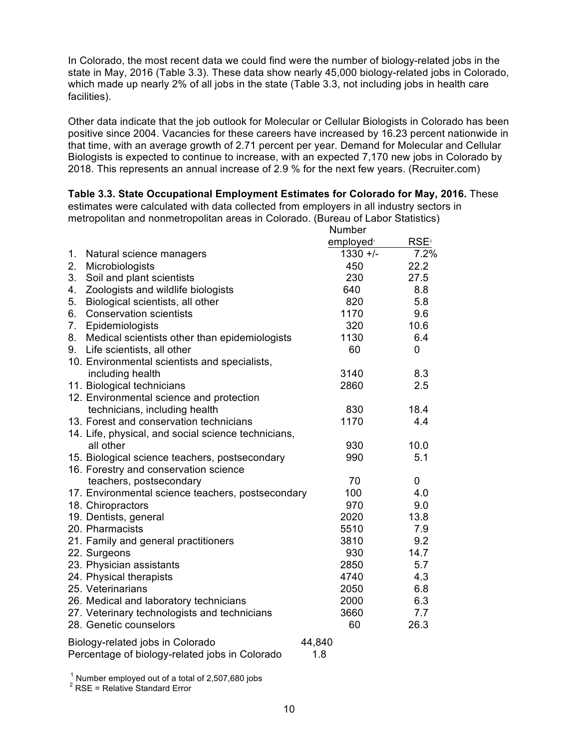In Colorado, the most recent data we could find were the number of biology-related jobs in the state in May, 2016 (Table 3.3). These data show nearly 45,000 biology-related jobs in Colorado, which made up nearly 2% of all jobs in the state (Table 3.3, not including jobs in health care facilities).

Other data indicate that the job outlook for Molecular or Cellular Biologists in Colorado has been positive since 2004. Vacancies for these careers have increased by 16.23 percent nationwide in that time, with an average growth of 2.71 percent per year. Demand for Molecular and Cellular Biologists is expected to continue to increase, with an expected 7,170 new jobs in Colorado by 2018. This represents an annual increase of 2.9 % for the next few years. (Recruiter.com)

**Table 3.3. State Occupational Employment Estimates for Colorado for May, 2016.** These estimates were calculated with data collected from employers in all industry sectors in metropolitan and nonmetropolitan areas in Colorado. (Bureau of Labor Statistics)

| | Number employed[1] | RSE[2] |
|---|---|---|
| 1. Natural science managers | 1330 +/- | 7.2% |
| 2. Microbiologists | 450 | 22.2 |
| 3. Soil and plant scientists | 230 | 27.5 |
| 4. Zoologists and wildlife biologists | 640 | 8.8 |
| 5. Biological scientists, all other | 820 | 5.8 |
| 6. Conservation scientists | 1170 | 9.6 |
| 7. Epidemiologists | 320 | 10.6 |
| 8. Medical scientists other than epidemiologists | 1130 | 6.4 |
| 9. Life scientists, all other | 60 | 0 |
| 10. Environmental scientists and specialists, including health | 3140 | 8.3 |
| 11. Biological technicians | 2860 | 2.5 |
| 12. Environmental science and protection technicians, including health | 830 | 18.4 |
| 13. Forest and conservation technicians | 1170 | 4.4 |
| 14. Life, physical, and social science technicians, all other | 930 | 10.0 |
| 15. Biological science teachers, postsecondary | 990 | 5.1 |
| 16. Forestry and conservation science teachers, postsecondary | 70 | 0 |
| 17. Environmental science teachers, postsecondary | 100 | 4.0 |
| 18. Chiropractors | 970 | 9.0 |
| 19. Dentists, general | 2020 | 13.8 |
| 20. Pharmacists | 5510 | 7.9 |
| 21. Family and general practitioners | 3810 | 9.2 |
| 22. Surgeons | 930 | 14.7 |
| 23. Physician assistants | 2850 | 5.7 |
| 24. Physical therapists | 4740 | 4.3 |
| 25. Veterinarians | 2050 | 6.8 |
| 26. Medical and laboratory technicians | 2000 | 6.3 |
| 27. Veterinary technologists and technicians | 3660 | 7.7 |
| 28. Genetic counselors | 60 | 26.3 |
| Biology-related jobs in Colorado | 44,840 | |
| Percentage of biology-related jobs in Colorado | 1.8 | |

[1] Number employed out of a total of 2,507,680 jobs
[2] RSE = Relative Standard Error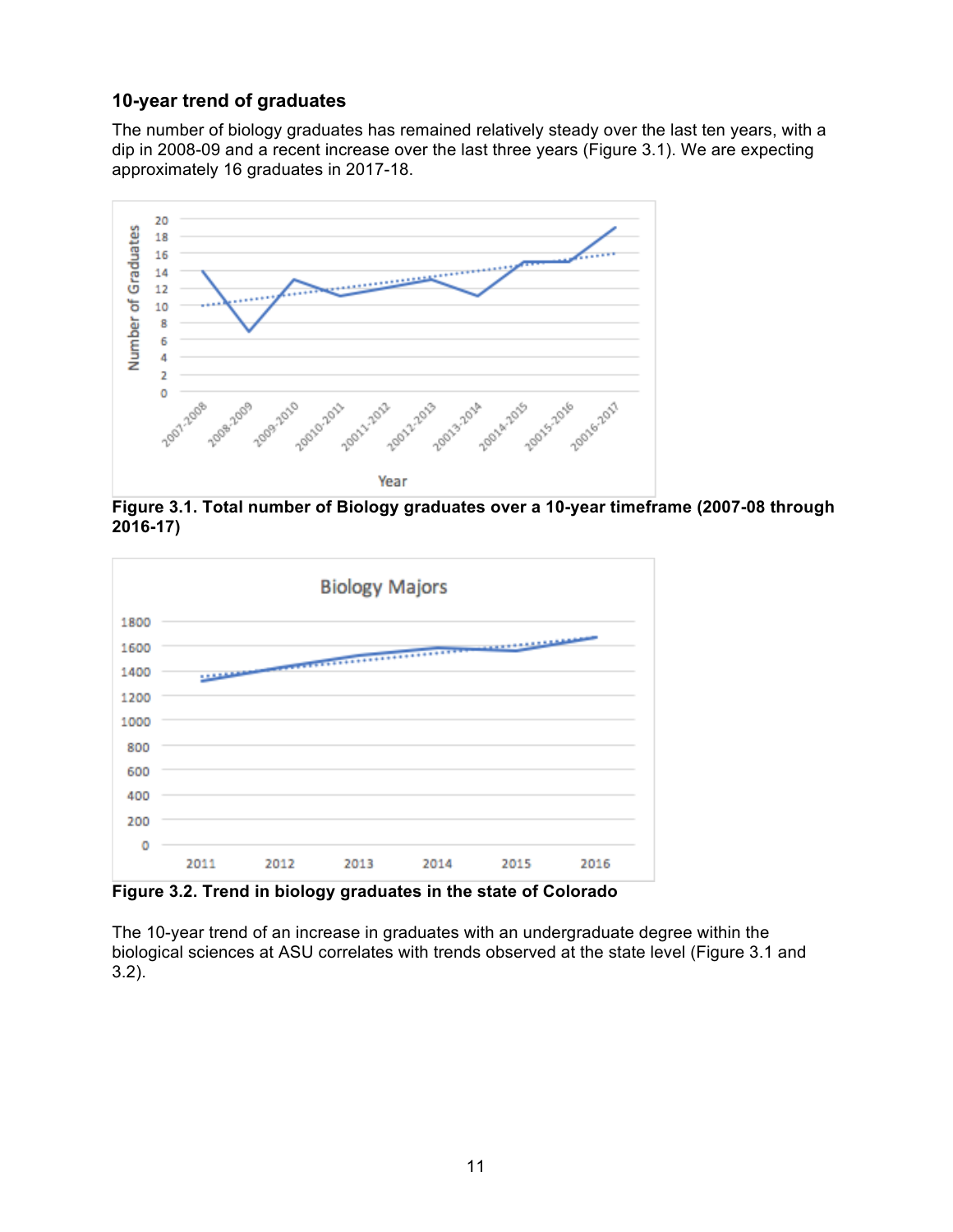### 10-year trend of graduates

The number of biology graduates has remained relatively steady over the last ten years, with a dip in 2008-09 and a recent increase over the last three years (Figure 3.1). We are expecting approximately 16 graduates in 2017-18.

**Figure 3.1. Total number of Biology graduates over a 10-year timeframe (2007-08 through 2016-17)**

**Figure 3.2. Trend in biology graduates in the state of Colorado**

The 10-year trend of an increase in graduates with an undergraduate degree within the biological sciences at ASU correlates with trends observed at the state level (Figure 3.1 and 3.2).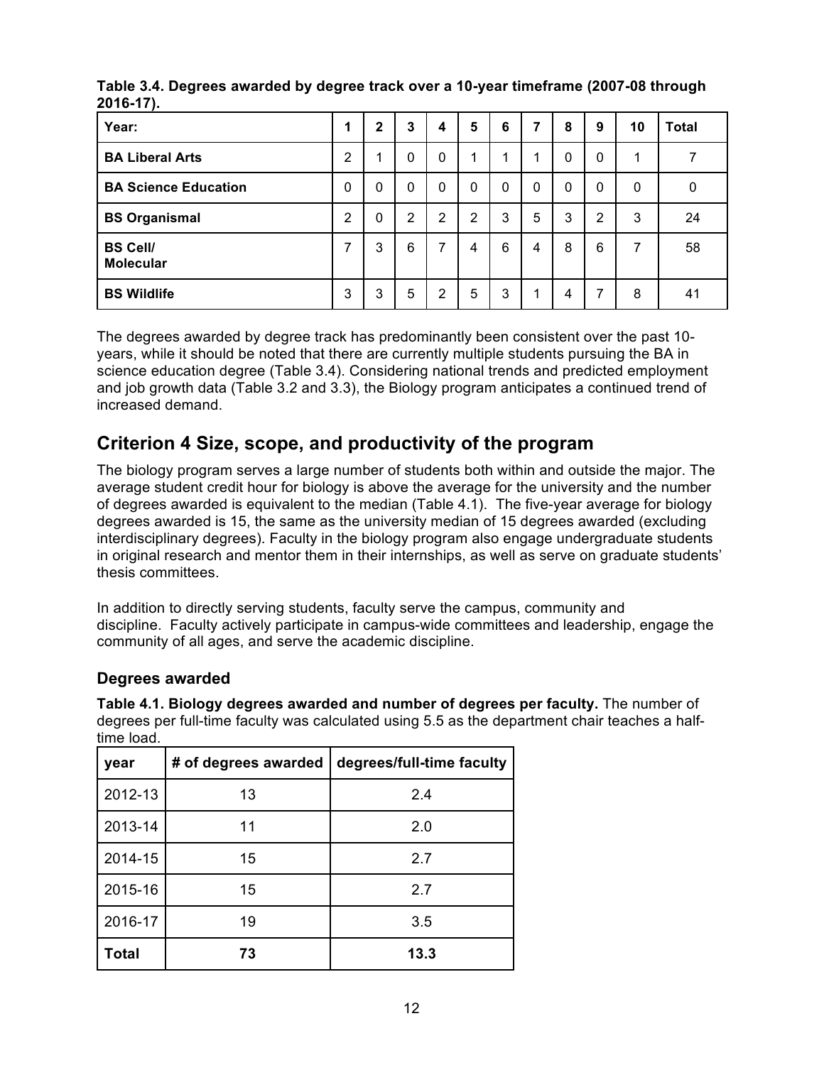**Table 3.4. Degrees awarded by degree track over a 10-year timeframe (2007-08 through 2016-17).**

| Year: | 1 | 2 | 3 | 4 | 5 | 6 | 7 | 8 | 9 | 10 | Total |
|---|---|---|---|---|---|---|---|---|---|---|---|
| BA Liberal Arts | 2 | 1 | 0 | 0 | 1 | 1 | 1 | 0 | 0 | 1 | 7 |
| BA Science Education | 0 | 0 | 0 | 0 | 0 | 0 | 0 | 0 | 0 | 0 | 0 |
| BS Organismal | 2 | 0 | 2 | 2 | 2 | 3 | 5 | 3 | 2 | 3 | 24 |
| BS Cell/ Molecular | 7 | 3 | 6 | 7 | 4 | 6 | 4 | 8 | 6 | 7 | 58 |
| BS Wildlife | 3 | 3 | 5 | 2 | 5 | 3 | 1 | 4 | 7 | 8 | 41 |

The degrees awarded by degree track has predominantly been consistent over the past 10-years, while it should be noted that there are currently multiple students pursuing the BA in science education degree (Table 3.4). Considering national trends and predicted employment and job growth data (Table 3.2 and 3.3), the Biology program anticipates a continued trend of increased demand.

## Criterion 4 Size, scope, and productivity of the program

The biology program serves a large number of students both within and outside the major. The average student credit hour for biology is above the average for the university and the number of degrees awarded is equivalent to the median (Table 4.1). The five-year average for biology degrees awarded is 15, the same as the university median of 15 degrees awarded (excluding interdisciplinary degrees). Faculty in the biology program also engage undergraduate students in original research and mentor them in their internships, as well as serve on graduate students' thesis committees.

In addition to directly serving students, faculty serve the campus, community and discipline. Faculty actively participate in campus-wide committees and leadership, engage the community of all ages, and serve the academic discipline.

### Degrees awarded

**Table 4.1. Biology degrees awarded and number of degrees per faculty.** The number of degrees per full-time faculty was calculated using 5.5 as the department chair teaches a half-time load.

| year | # of degrees awarded | degrees/full-time faculty |
|---|---|---|
| 2012-13 | 13 | 2.4 |
| 2013-14 | 11 | 2.0 |
| 2014-15 | 15 | 2.7 |
| 2015-16 | 15 | 2.7 |
| 2016-17 | 19 | 3.5 |
| **Total** | **73** | **13.3** |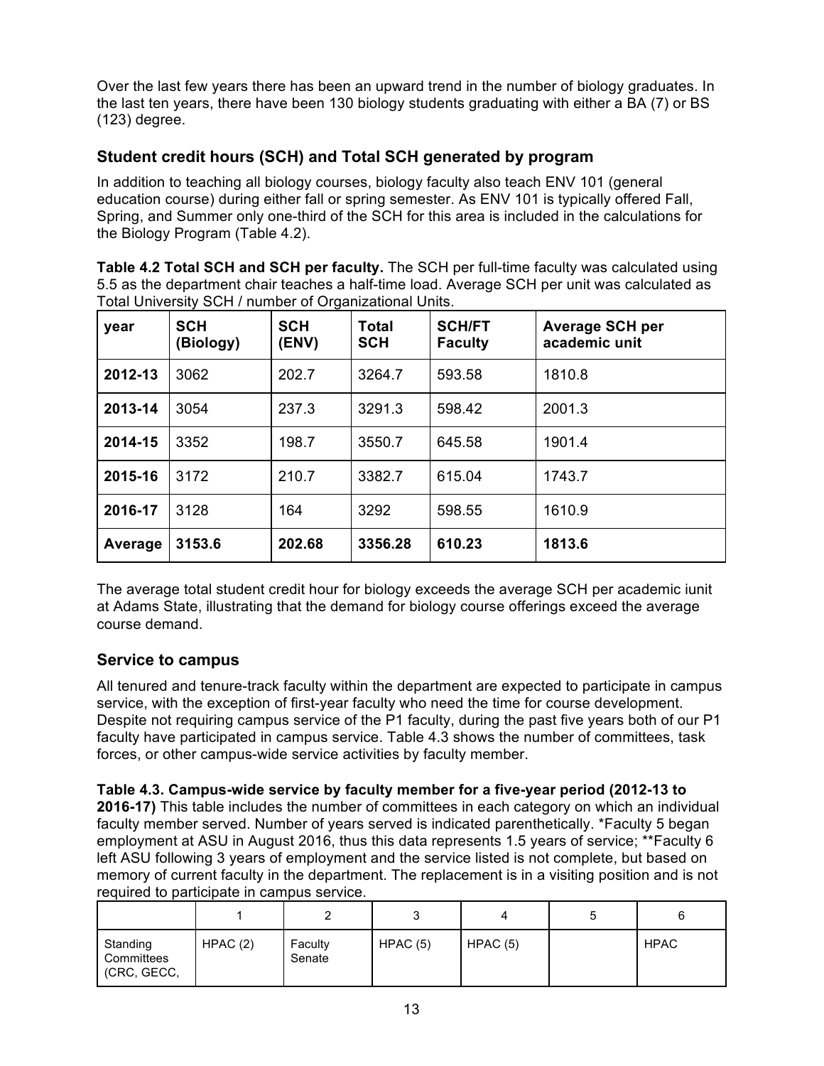Over the last few years there has been an upward trend in the number of biology graduates. In the last ten years, there have been 130 biology students graduating with either a BA (7) or BS (123) degree.

## Student credit hours (SCH) and Total SCH generated by program

In addition to teaching all biology courses, biology faculty also teach ENV 101 (general education course) during either fall or spring semester. As ENV 101 is typically offered Fall, Spring, and Summer only one-third of the SCH for this area is included in the calculations for the Biology Program (Table 4.2).

**Table 4.2 Total SCH and SCH per faculty.** The SCH per full-time faculty was calculated using 5.5 as the department chair teaches a half-time load. Average SCH per unit was calculated as Total University SCH / number of Organizational Units.

| year | SCH (Biology) | SCH (ENV) | Total SCH | SCH/FT Faculty | Average SCH per academic unit |
|---|---|---|---|---|---|
| **2012-13** | 3062 | 202.7 | 3264.7 | 593.58 | 1810.8 |
| **2013-14** | 3054 | 237.3 | 3291.3 | 598.42 | 2001.3 |
| **2014-15** | 3352 | 198.7 | 3550.7 | 645.58 | 1901.4 |
| **2015-16** | 3172 | 210.7 | 3382.7 | 615.04 | 1743.7 |
| **2016-17** | 3128 | 164 | 3292 | 598.55 | 1610.9 |
| **Average** | **3153.6** | **202.68** | **3356.28** | **610.23** | **1813.6** |

The average total student credit hour for biology exceeds the average SCH per academic iunit at Adams State, illustrating that the demand for biology course offerings exceed the average course demand.

## Service to campus

All tenured and tenure-track faculty within the department are expected to participate in campus service, with the exception of first-year faculty who need the time for course development. Despite not requiring campus service of the P1 faculty, during the past five years both of our P1 faculty have participated in campus service. Table 4.3 shows the number of committees, task forces, or other campus-wide service activities by faculty member.

**Table 4.3. Campus-wide service by faculty member for a five-year period (2012-13 to 2016-17)** This table includes the number of committees in each category on which an individual faculty member served. Number of years served is indicated parenthetically. *Faculty 5 began employment at ASU in August 2016, thus this data represents 1.5 years of service; **Faculty 6 left ASU following 3 years of employment and the service listed is not complete, but based on memory of current faculty in the department. The replacement is in a visiting position and is not required to participate in campus service.

| | 1 | 2 | 3 | 4 | 5 | 6 |
|---|---|---|---|---|---|---|
| Standing Committees (CRC, GECC, | HPAC (2) | Faculty Senate | HPAC (5) | HPAC (5) | | HPAC |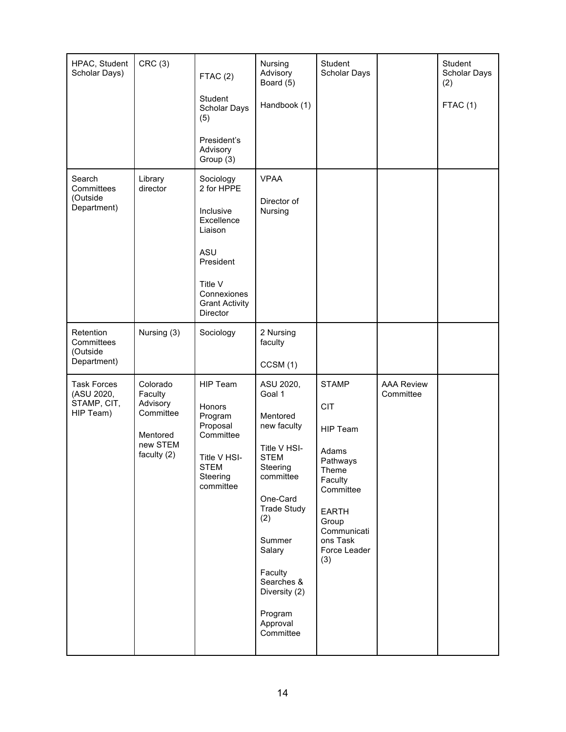| HPAC, Student Scholar Days) | CRC (3) | FTAC (2)<br><br>Student Scholar Days (5)<br><br>President's Advisory Group (3) | Nursing Advisory Board (5)<br><br>Handbook (1) | Student Scholar Days | | Student Scholar Days (2)<br><br>FTAC (1) |
|---|---|---|---|---|---|---|
| Search Committees (Outside Department) | Library director | Sociology 2 for HPPE<br><br>Inclusive Excellence Liaison<br><br>ASU President<br><br>Title V Connexiones Grant Activity Director | VPAA<br><br>Director of Nursing | | | |
| Retention Committees (Outside Department) | Nursing (3) | Sociology | 2 Nursing faculty<br><br>CCSM (1) | | | |
| Task Forces (ASU 2020, STAMP, CIT, HIP Team) | Colorado Faculty Advisory Committee<br><br>Mentored new STEM faculty (2) | HIP Team<br><br>Honors Program Proposal Committee<br><br>Title V HSI-STEM Steering committee | ASU 2020, Goal 1<br><br>Mentored new faculty<br><br>Title V HSI-STEM Steering committee<br><br>One-Card Trade Study (2)<br><br>Summer Salary<br><br>Faculty Searches & Diversity (2)<br><br>Program Approval Committee | STAMP<br><br>CIT<br><br>HIP Team<br><br>Adams Pathways Theme Faculty Committee<br><br>EARTH Group Communications Task Force Leader (3) | AAA Review Committee | |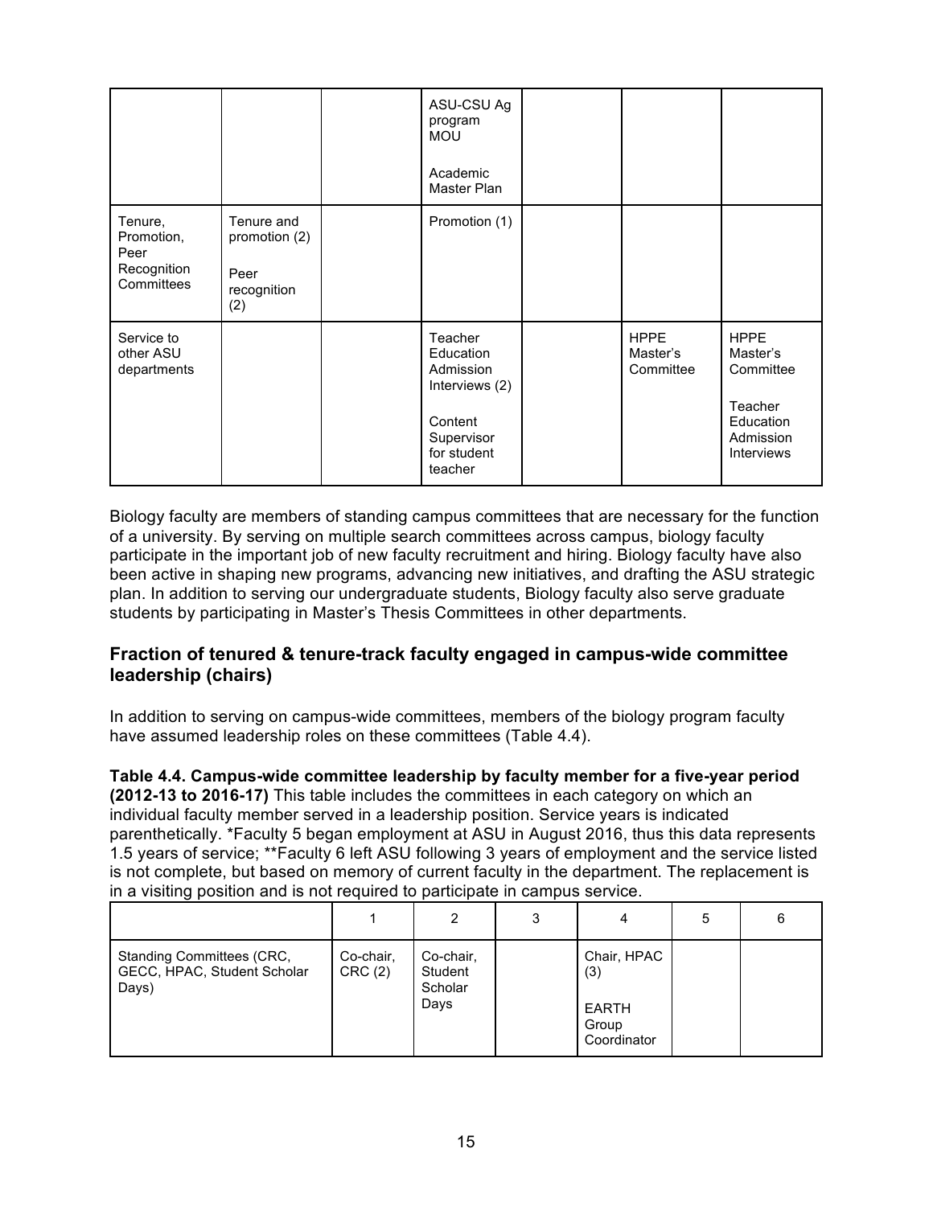| | | | | | | |
|---|---|---|---|---|---|---|
| | | | ASU-CSU Ag program MOU<br><br>Academic Master Plan | | | |
| Tenure, Promotion, Peer Recognition Committees | Tenure and promotion (2)<br><br>Peer recognition (2) | | Promotion (1) | | | |
| Service to other ASU departments | | | Teacher Education Admission Interviews (2)<br><br>Content Supervisor for student teacher | | HPPE Master's Committee | HPPE Master's Committee<br><br>Teacher Education Admission Interviews |

Biology faculty are members of standing campus committees that are necessary for the function of a university. By serving on multiple search committees across campus, biology faculty participate in the important job of new faculty recruitment and hiring. Biology faculty have also been active in shaping new programs, advancing new initiatives, and drafting the ASU strategic plan. In addition to serving our undergraduate students, Biology faculty also serve graduate students by participating in Master's Thesis Committees in other departments.

### Fraction of tenured & tenure-track faculty engaged in campus-wide committee leadership (chairs)

In addition to serving on campus-wide committees, members of the biology program faculty have assumed leadership roles on these committees (Table 4.4).

**Table 4.4. Campus-wide committee leadership by faculty member for a five-year period (2012-13 to 2016-17)** This table includes the committees in each category on which an individual faculty member served in a leadership position. Service years is indicated parenthetically. *Faculty 5 began employment at ASU in August 2016, thus this data represents 1.5 years of service; **Faculty 6 left ASU following 3 years of employment and the service listed is not complete, but based on memory of current faculty in the department. The replacement is in a visiting position and is not required to participate in campus service.

| | 1 | 2 | 3 | 4 | 5 | 6 |
|---|---|---|---|---|---|---|
| Standing Committees (CRC, GECC, HPAC, Student Scholar Days) | Co-chair, CRC (2) | Co-chair, Student Scholar Days | | Chair, HPAC (3)<br><br>EARTH Group Coordinator | | |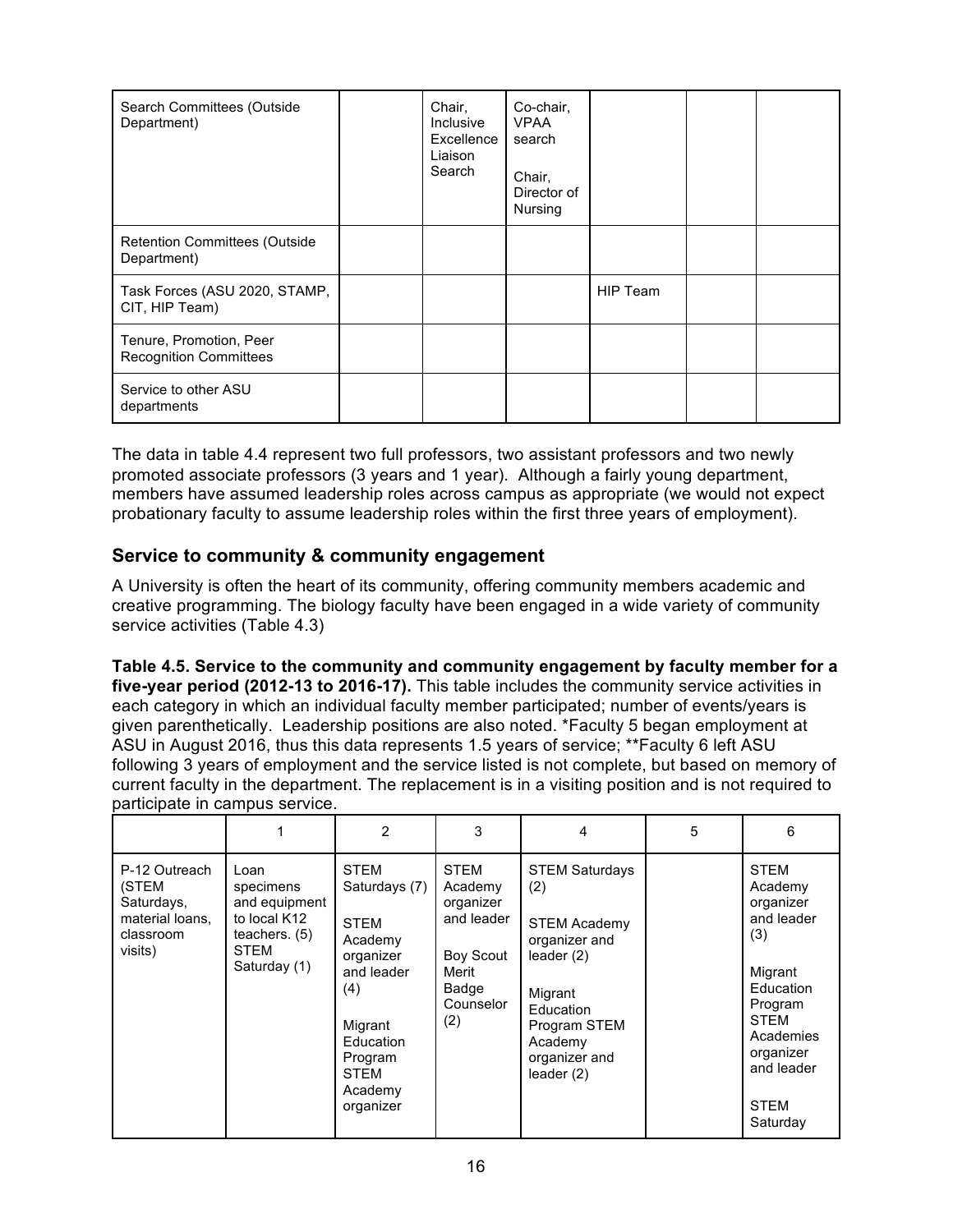| Search Committees (Outside Department) | | Chair, Inclusive Excellence Liaison Search | Co-chair, VPAA search<br><br>Chair, Director of Nursing | | | |
|---|---|---|---|---|---|---|
| Retention Committees (Outside Department) | | | | | | |
| Task Forces (ASU 2020, STAMP, CIT, HIP Team) | | | | HIP Team | | |
| Tenure, Promotion, Peer Recognition Committees | | | | | | |
| Service to other ASU departments | | | | | | |

The data in table 4.4 represent two full professors, two assistant professors and two newly promoted associate professors (3 years and 1 year). Although a fairly young department, members have assumed leadership roles across campus as appropriate (we would not expect probationary faculty to assume leadership roles within the first three years of employment).

## Service to community & community engagement

A University is often the heart of its community, offering community members academic and creative programming. The biology faculty have been engaged in a wide variety of community service activities (Table 4.3)

**Table 4.5. Service to the community and community engagement by faculty member for a five-year period (2012-13 to 2016-17).** This table includes the community service activities in each category in which an individual faculty member participated; number of events/years is given parenthetically. Leadership positions are also noted. *Faculty 5 began employment at ASU in August 2016, thus this data represents 1.5 years of service; **Faculty 6 left ASU following 3 years of employment and the service listed is not complete, but based on memory of current faculty in the department. The replacement is in a visiting position and is not required to participate in campus service.

| | 1 | 2 | 3 | 4 | 5 | 6 |
|---|---|---|---|---|---|---|
| P-12 Outreach (STEM Saturdays, material loans, classroom visits) | Loan specimens and equipment to local K12 teachers. (5)<br>STEM Saturday (1) | STEM Saturdays (7)<br><br>STEM Academy organizer and leader (4)<br><br>Migrant Education Program STEM Academy organizer | STEM Academy organizer and leader<br><br>Boy Scout Merit Badge Counselor (2) | STEM Saturdays (2)<br><br>STEM Academy organizer and leader (2)<br><br>Migrant Education Program STEM Academy organizer and leader (2) | | STEM Academy organizer and leader (3)<br><br>Migrant Education Program STEM Academies organizer and leader<br><br>STEM Saturday |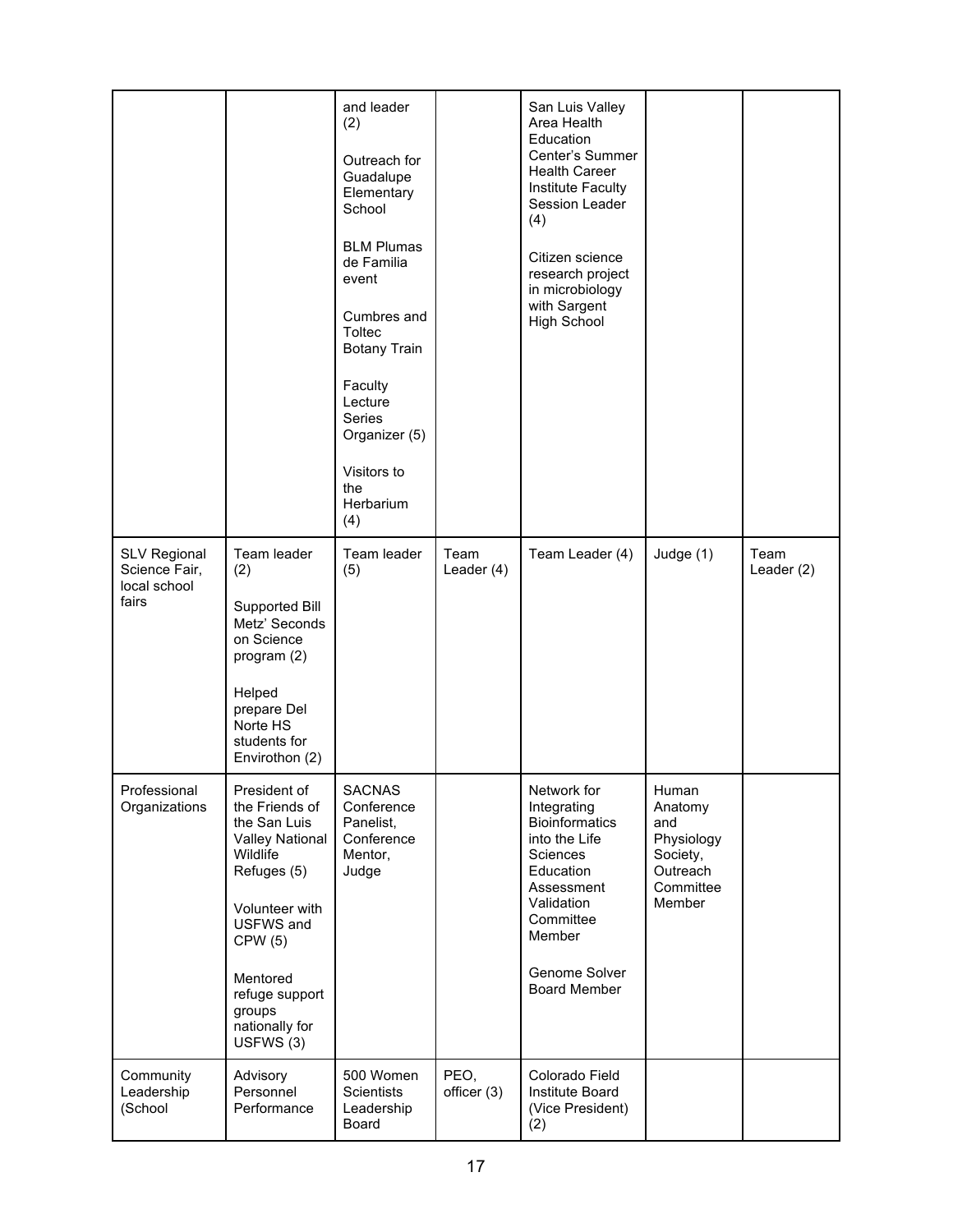| | | | | | | |
|---|---|---|---|---|---|---|
| | | and leader (2)<br><br>Outreach for Guadalupe Elementary School<br><br>BLM Plumas de Familia event<br><br>Cumbres and Toltec Botany Train<br><br>Faculty Lecture Series Organizer (5)<br><br>Visitors to the Herbarium (4) | | San Luis Valley Area Health Education Center's Summer Health Career Institute Faculty Session Leader (4)<br><br>Citizen science research project in microbiology with Sargent High School | | |
| SLV Regional Science Fair, local school fairs | Team leader (2)<br><br>Supported Bill Metz' Seconds on Science program (2)<br><br>Helped prepare Del Norte HS students for Envirothon (2) | Team leader (5) | Team Leader (4) | Team Leader (4) | Judge (1) | Team Leader (2) |
| Professional Organizations | President of the Friends of the San Luis Valley National Wildlife Refuges (5)<br><br>Volunteer with USFWS and CPW (5)<br><br>Mentored refuge support groups nationally for USFWS (3) | SACNAS Conference Panelist, Conference Mentor, Judge | | Network for Integrating Bioinformatics into the Life Sciences Education Assessment Validation Committee Member<br><br>Genome Solver Board Member | Human Anatomy and Physiology Society, Outreach Committee Member | |
| Community Leadership (School | Advisory Personnel Performance | 500 Women Scientists Leadership Board | PEO, officer (3) | Colorado Field Institute Board (Vice President) (2) | | |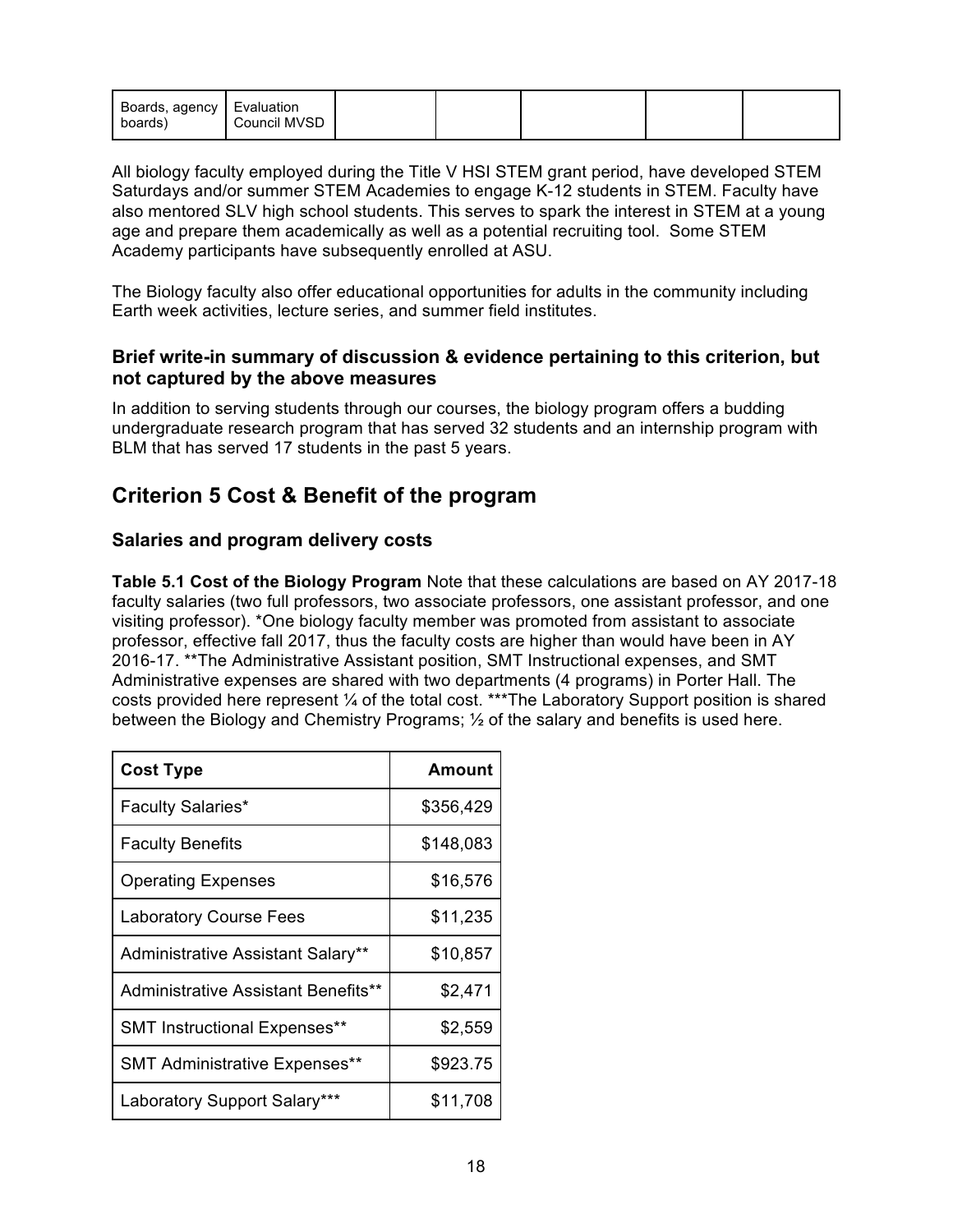| Boards, agency boards) | Evaluation Council MVSD | | | | | |
|---|---|---|---|---|---|---|

All biology faculty employed during the Title V HSI STEM grant period, have developed STEM Saturdays and/or summer STEM Academies to engage K-12 students in STEM. Faculty have also mentored SLV high school students. This serves to spark the interest in STEM at a young age and prepare them academically as well as a potential recruiting tool. Some STEM Academy participants have subsequently enrolled at ASU.

The Biology faculty also offer educational opportunities for adults in the community including Earth week activities, lecture series, and summer field institutes.

### Brief write-in summary of discussion & evidence pertaining to this criterion, but not captured by the above measures

In addition to serving students through our courses, the biology program offers a budding undergraduate research program that has served 32 students and an internship program with BLM that has served 17 students in the past 5 years.

## Criterion 5 Cost & Benefit of the program

### Salaries and program delivery costs

**Table 5.1 Cost of the Biology Program** Note that these calculations are based on AY 2017-18 faculty salaries (two full professors, two associate professors, one assistant professor, and one visiting professor). *One biology faculty member was promoted from assistant to associate professor, effective fall 2017, thus the faculty costs are higher than would have been in AY 2016-17. **The Administrative Assistant position, SMT Instructional expenses, and SMT Administrative expenses are shared with two departments (4 programs) in Porter Hall. The costs provided here represent ¼ of the total cost. ***The Laboratory Support position is shared between the Biology and Chemistry Programs; ½ of the salary and benefits is used here.

| Cost Type | Amount |
|---|---|
| Faculty Salaries* | $356,429 |
| Faculty Benefits | $148,083 |
| Operating Expenses | $16,576 |
| Laboratory Course Fees | $11,235 |
| Administrative Assistant Salary** | $10,857 |
| Administrative Assistant Benefits** | $2,471 |
| SMT Instructional Expenses** | $2,559 |
| SMT Administrative Expenses** | $923.75 |
| Laboratory Support Salary*** | $11,708 |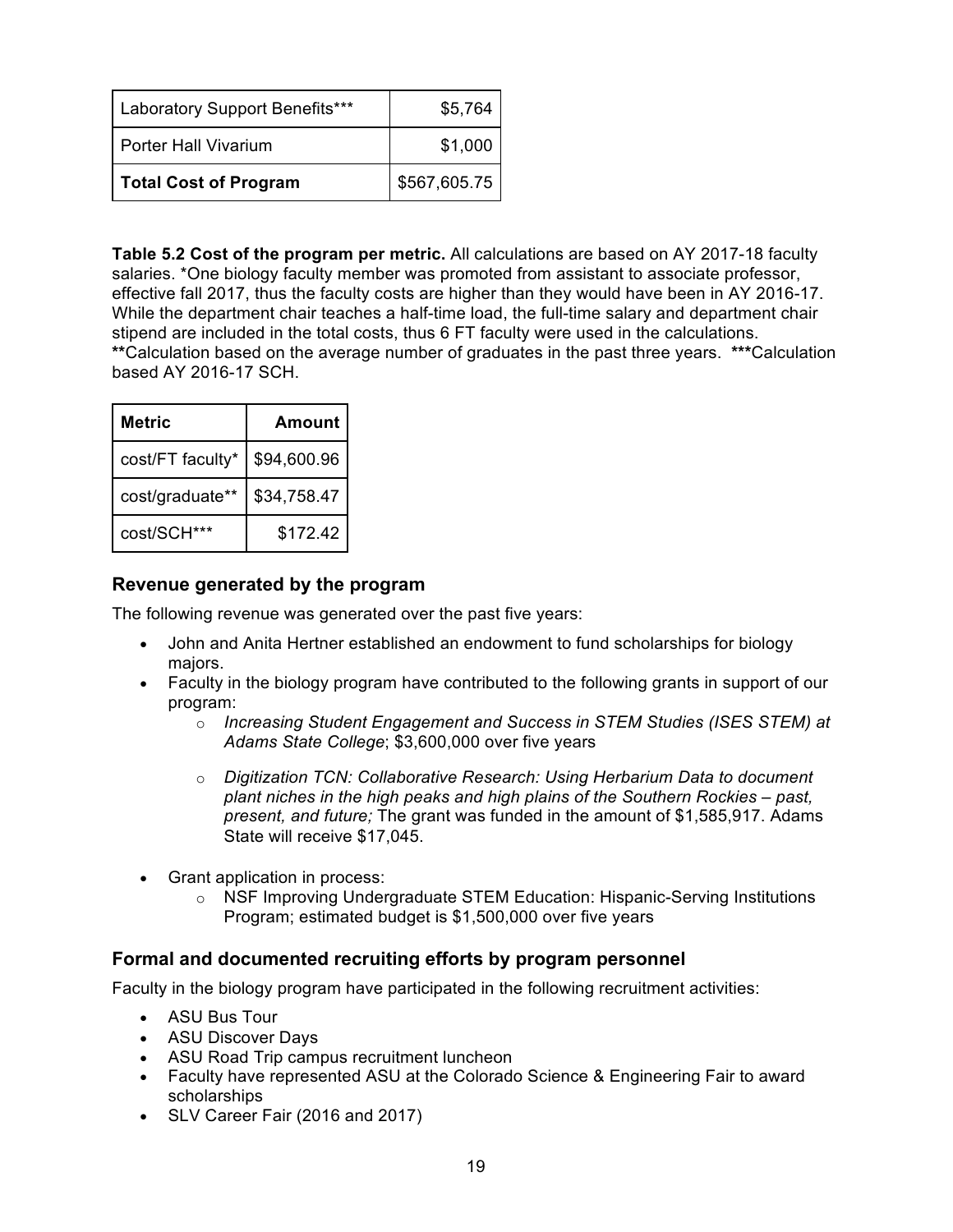| Laboratory Support Benefits*** | $5,764 |
|---|---|
| Porter Hall Vivarium | $1,000 |
| **Total Cost of Program** | $567,605.75 |

**Table 5.2 Cost of the program per metric.** All calculations are based on AY 2017-18 faculty salaries. *One biology faculty member was promoted from assistant to associate professor, effective fall 2017, thus the faculty costs are higher than they would have been in AY 2016-17. While the department chair teaches a half-time load, the full-time salary and department chair stipend are included in the total costs, thus 6 FT faculty were used in the calculations. **Calculation based on the average number of graduates in the past three years. ***Calculation based AY 2016-17 SCH.

| Metric | Amount |
|---|---|
| cost/FT faculty* | $94,600.96 |
| cost/graduate** | $34,758.47 |
| cost/SCH*** | $172.42 |

## Revenue generated by the program

The following revenue was generated over the past five years:

- John and Anita Hertner established an endowment to fund scholarships for biology majors.
- Faculty in the biology program have contributed to the following grants in support of our program:
  - *Increasing Student Engagement and Success in STEM Studies (ISES STEM) at Adams State College*; $3,600,000 over five years
  - *Digitization TCN: Collaborative Research: Using Herbarium Data to document plant niches in the high peaks and high plains of the Southern Rockies – past, present, and future;* The grant was funded in the amount of $1,585,917. Adams State will receive $17,045.
- Grant application in process:
  - NSF Improving Undergraduate STEM Education: Hispanic-Serving Institutions Program; estimated budget is $1,500,000 over five years

## Formal and documented recruiting efforts by program personnel

Faculty in the biology program have participated in the following recruitment activities:

- ASU Bus Tour
- ASU Discover Days
- ASU Road Trip campus recruitment luncheon
- Faculty have represented ASU at the Colorado Science & Engineering Fair to award scholarships
- SLV Career Fair (2016 and 2017)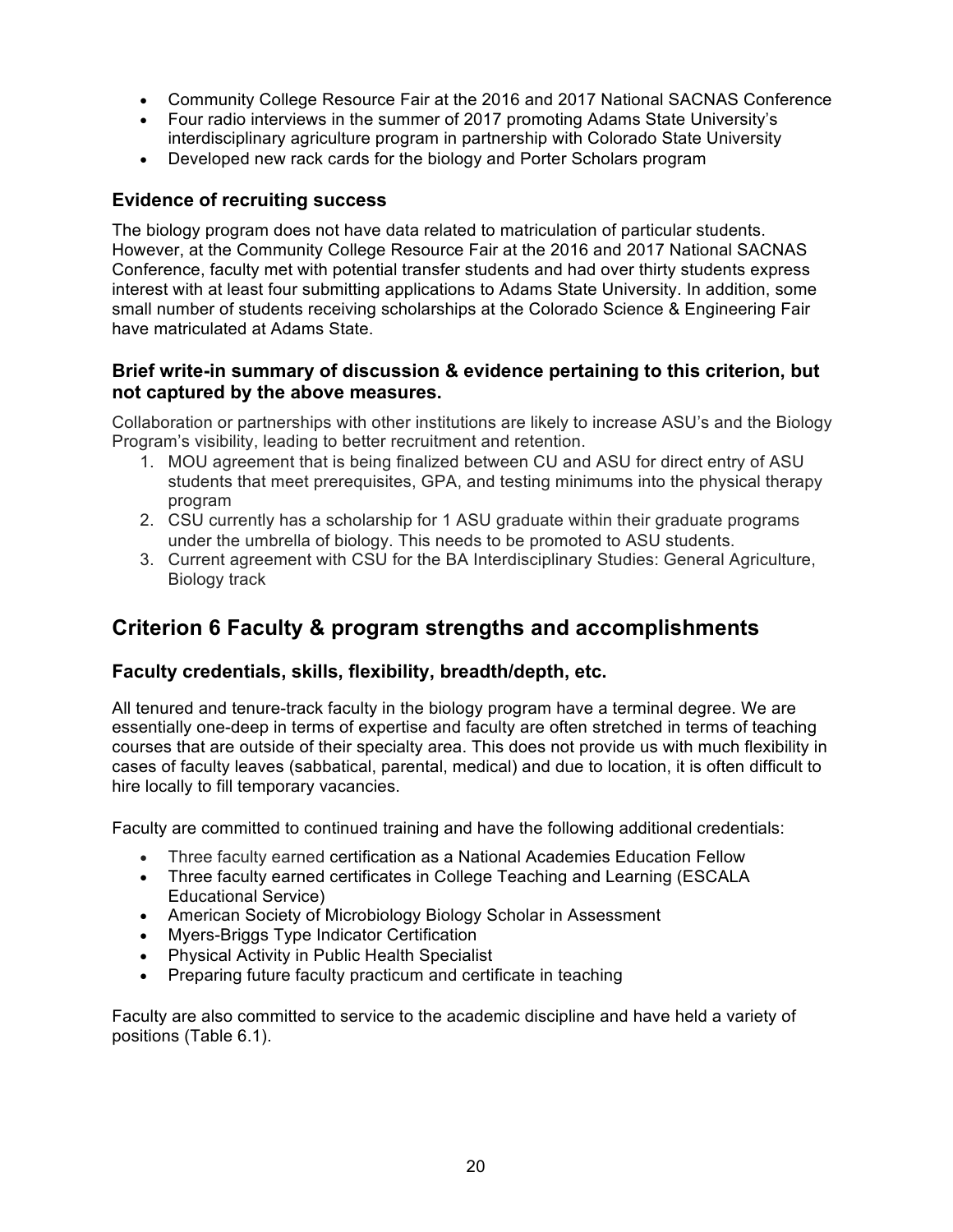- Community College Resource Fair at the 2016 and 2017 National SACNAS Conference
- Four radio interviews in the summer of 2017 promoting Adams State University's interdisciplinary agriculture program in partnership with Colorado State University
- Developed new rack cards for the biology and Porter Scholars program

### Evidence of recruiting success

The biology program does not have data related to matriculation of particular students. However, at the Community College Resource Fair at the 2016 and 2017 National SACNAS Conference, faculty met with potential transfer students and had over thirty students express interest with at least four submitting applications to Adams State University. In addition, some small number of students receiving scholarships at the Colorado Science & Engineering Fair have matriculated at Adams State.

### Brief write-in summary of discussion & evidence pertaining to this criterion, but not captured by the above measures.

Collaboration or partnerships with other institutions are likely to increase ASU's and the Biology Program's visibility, leading to better recruitment and retention.

1. MOU agreement that is being finalized between CU and ASU for direct entry of ASU students that meet prerequisites, GPA, and testing minimums into the physical therapy program
2. CSU currently has a scholarship for 1 ASU graduate within their graduate programs under the umbrella of biology. This needs to be promoted to ASU students.
3. Current agreement with CSU for the BA Interdisciplinary Studies: General Agriculture, Biology track

## Criterion 6 Faculty & program strengths and accomplishments

### Faculty credentials, skills, flexibility, breadth/depth, etc.

All tenured and tenure-track faculty in the biology program have a terminal degree. We are essentially one-deep in terms of expertise and faculty are often stretched in terms of teaching courses that are outside of their specialty area. This does not provide us with much flexibility in cases of faculty leaves (sabbatical, parental, medical) and due to location, it is often difficult to hire locally to fill temporary vacancies.

Faculty are committed to continued training and have the following additional credentials:

- Three faculty earned certification as a National Academies Education Fellow
- Three faculty earned certificates in College Teaching and Learning (ESCALA Educational Service)
- American Society of Microbiology Biology Scholar in Assessment
- Myers-Briggs Type Indicator Certification
- Physical Activity in Public Health Specialist
- Preparing future faculty practicum and certificate in teaching

Faculty are also committed to service to the academic discipline and have held a variety of positions (Table 6.1).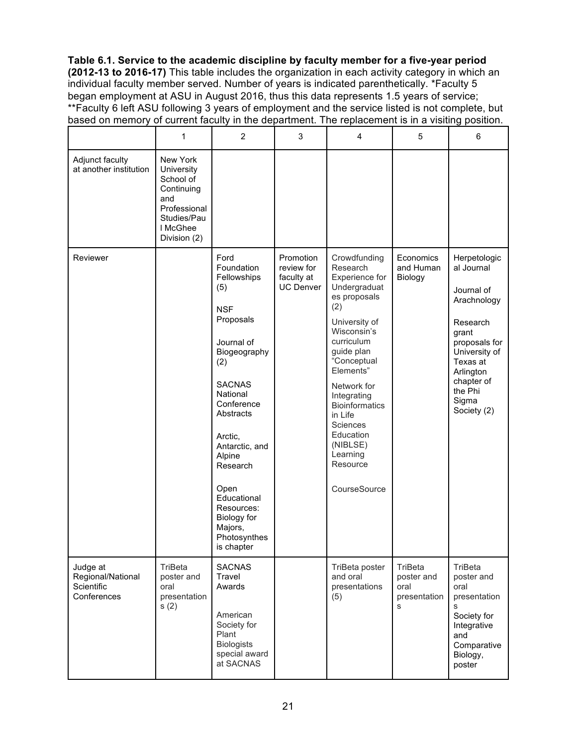**Table 6.1. Service to the academic discipline by faculty member for a five-year period (2012-13 to 2016-17)** This table includes the organization in each activity category in which an individual faculty member served. Number of years is indicated parenthetically. *Faculty 5 began employment at ASU in August 2016, thus this data represents 1.5 years of service; **Faculty 6 left ASU following 3 years of employment and the service listed is not complete, but based on memory of current faculty in the department. The replacement is in a visiting position.

| | 1 | 2 | 3 | 4 | 5 | 6 |
|---|---|---|---|---|---|---|
| Adjunct faculty at another institution | New York University School of Continuing and Professional Studies/Paul McGhee Division (2) | | | | | |
| Reviewer | | Ford Foundation Fellowships (5)<br><br>NSF Proposals<br><br>Journal of Biogeography (2)<br><br>SACNAS National Conference Abstracts<br><br>Arctic, Antarctic, and Alpine Research<br><br>Open Educational Resources: Biology for Majors, Photosynthesis chapter | Promotion review for faculty at UC Denver | Crowdfunding Research Experience for Undergraduates proposals (2)<br><br>University of Wisconsin's curriculum guide plan "Conceptual Elements"<br><br>Network for Integrating Bioinformatics in Life Sciences Education (NIBLSE) Learning Resource<br><br>CourseSource | Economics and Human Biology | Herpetological Journal<br><br>Journal of Arachnology<br><br>Research grant proposals for University of Texas at Arlington chapter of the Phi Sigma Society (2) |
| Judge at Regional/National Scientific Conferences | TriBeta poster and oral presentations (2) | SACNAS Travel Awards<br><br>American Society for Plant Biologists special award at SACNAS | | TriBeta poster and oral presentations (5) | TriBeta poster and oral presentations | TriBeta poster and oral presentations<br>Society for Integrative and Comparative Biology, poster |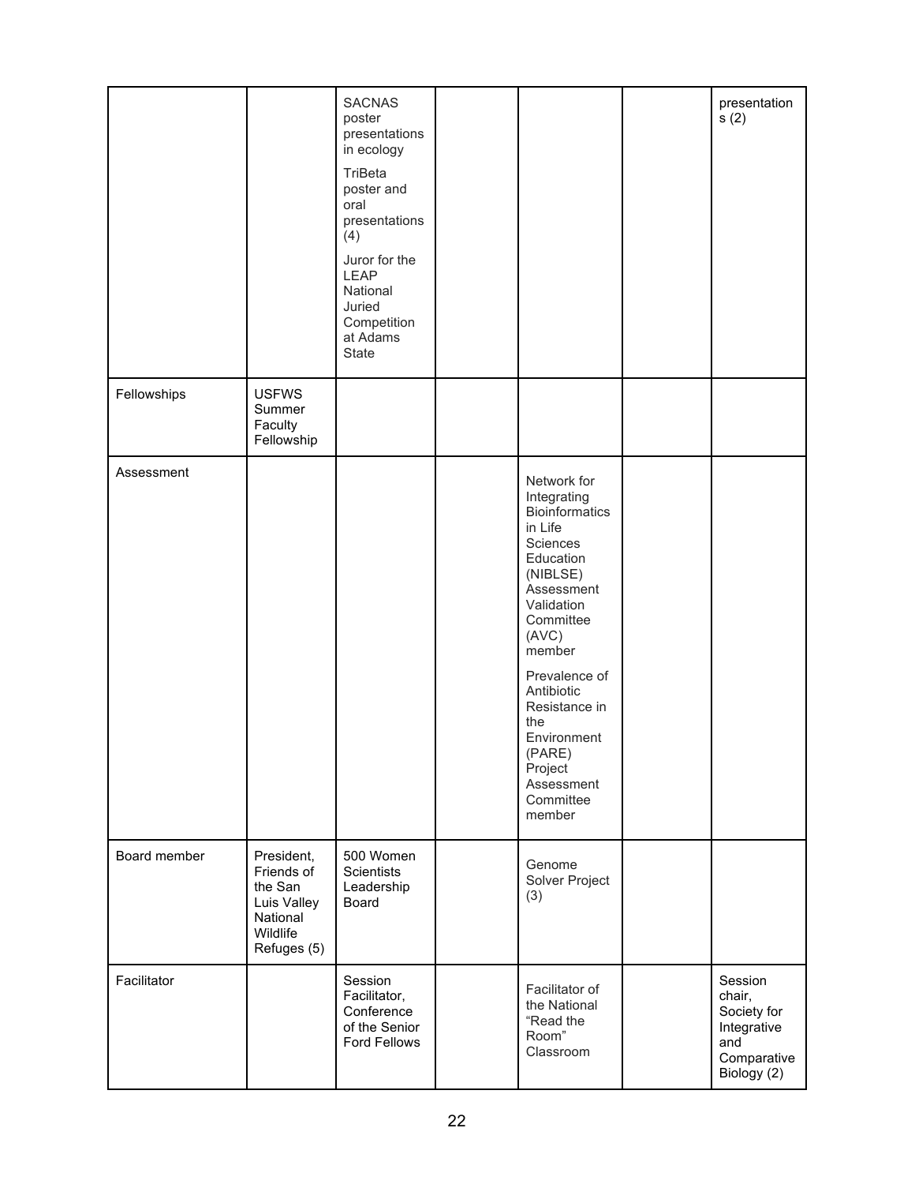| | | | | | | |
|---|---|---|---|---|---|---|
| | | SACNAS poster presentations in ecology<br><br>TriBeta poster and oral presentations (4)<br><br>Juror for the LEAP National Juried Competition at Adams State | | | | presentations (2) |
| Fellowships | USFWS Summer Faculty Fellowship | | | | | |
| Assessment | | | | Network for Integrating Bioinformatics in Life Sciences Education (NIBLSE) Assessment Validation Committee (AVC) member<br><br>Prevalence of Antibiotic Resistance in the Environment (PARE) Project Assessment Committee member | | |
| Board member | President, Friends of the San Luis Valley National Wildlife Refuges (5) | 500 Women Scientists Leadership Board | | Genome Solver Project (3) | | |
| Facilitator | | Session Facilitator, Conference of the Senior Ford Fellows | | Facilitator of the National "Read the Room" Classroom | | Session chair, Society for Integrative and Comparative Biology (2) |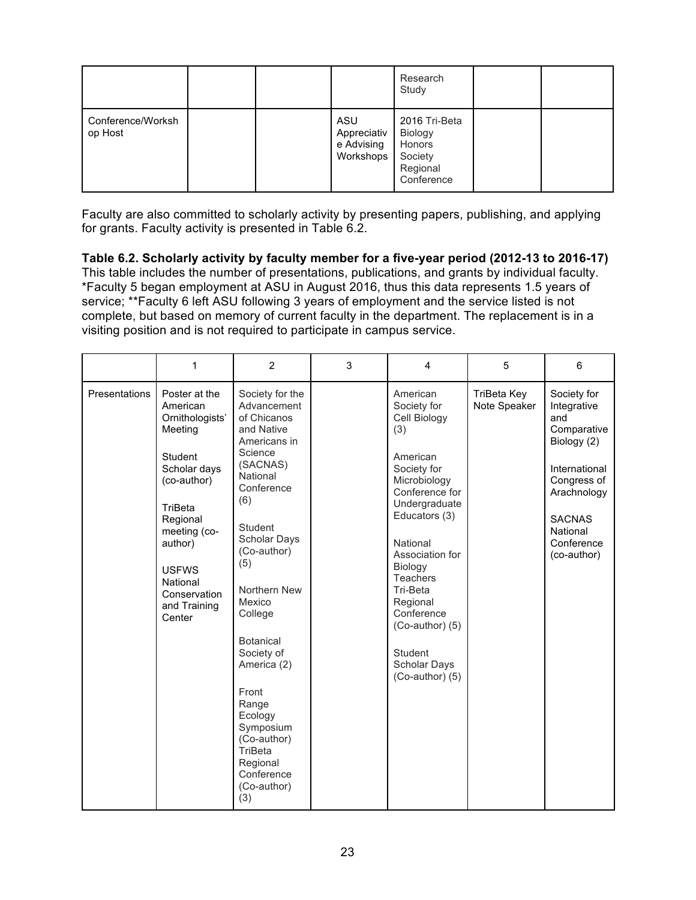| | | | | | | |
|---|---|---|---|---|---|---|
| | | | | Research Study | | |
| Conference/Workshop Host | | | ASU Appreciative Advising Workshops | 2016 Tri-Beta Biology Honors Society Regional Conference | | |

Faculty are also committed to scholarly activity by presenting papers, publishing, and applying for grants. Faculty activity is presented in Table 6.2.

**Table 6.2. Scholarly activity by faculty member for a five-year period (2012-13 to 2016-17)**
This table includes the number of presentations, publications, and grants by individual faculty. *Faculty 5 began employment at ASU in August 2016, thus this data represents 1.5 years of service; **Faculty 6 left ASU following 3 years of employment and the service listed is not complete, but based on memory of current faculty in the department. The replacement is in a visiting position and is not required to participate in campus service.

| | 1 | 2 | 3 | 4 | 5 | 6 |
|---|---|---|---|---|---|---|
| Presentations | Poster at the American Ornithologists' Meeting<br><br>Student Scholar days (co-author)<br><br>TriBeta Regional meeting (co-author)<br><br>USFWS National Conservation and Training Center | Society for the Advancement of Chicanos and Native Americans in Science (SACNAS) National Conference (6)<br><br>Student Scholar Days (Co-author) (5)<br><br>Northern New Mexico College<br><br>Botanical Society of America (2)<br><br>Front Range Ecology Symposium (Co-author)<br>TriBeta Regional Conference (Co-author) (3) | | American Society for Cell Biology (3)<br><br>American Society for Microbiology Conference for Undergraduate Educators (3)<br><br>National Association for Biology Teachers Tri-Beta Regional Conference (Co-author) (5)<br><br>Student Scholar Days (Co-author) (5) | TriBeta Key Note Speaker | Society for Integrative and Comparative Biology (2)<br><br>International Congress of Arachnology<br><br>SACNAS National Conference (co-author) |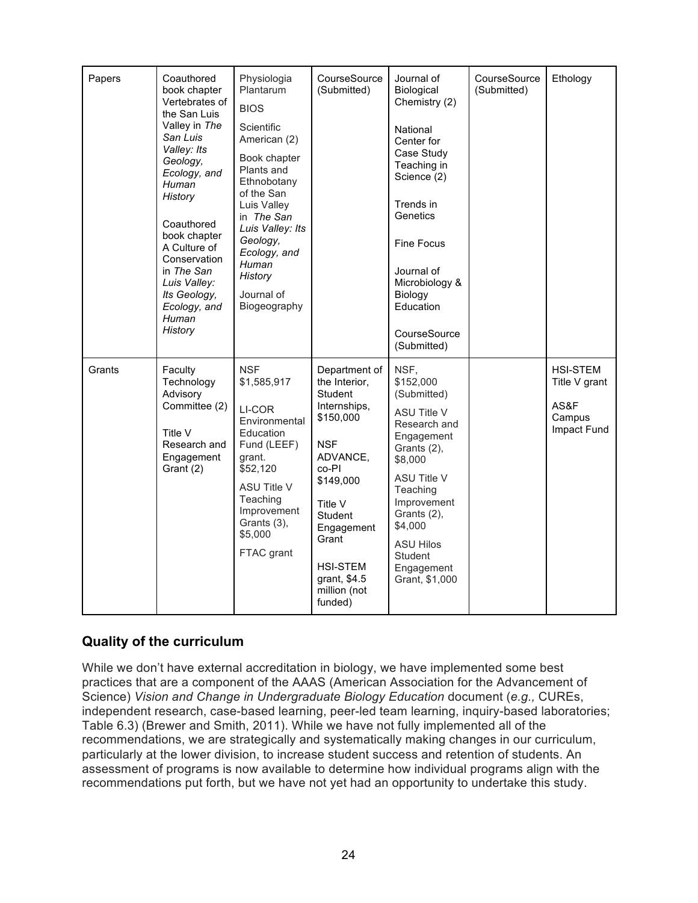| Papers | Coauthored book chapter Vertebrates of the San Luis Valley in *The San Luis Valley: Its Geology, Ecology, and Human History*<br><br>Coauthored book chapter A Culture of Conservation in *The San Luis Valley: Its Geology, Ecology, and Human History* | Physiologia Plantarum<br><br>BIOS<br><br>Scientific American (2)<br><br>Book chapter Plants and Ethnobotany of the San Luis Valley in *The San Luis Valley: Its Geology, Ecology, and Human History*<br><br>Journal of Biogeography | CourseSource (Submitted) | Journal of Biological Chemistry (2)<br><br>National Center for Case Study Teaching in Science (2)<br><br>Trends in Genetics<br><br>Fine Focus<br><br>Journal of Microbiology & Biology Education<br><br>CourseSource (Submitted) | CourseSource (Submitted) | Ethology |
|---|---|---|---|---|---|---|
| Grants | Faculty Technology Advisory Committee (2)<br><br>Title V Research and Engagement Grant (2) | NSF $1,585,917<br><br>LI-COR Environmental Education Fund (LEEF) grant. $52,120<br><br>ASU Title V Teaching Improvement Grants (3), $5,000<br><br>FTAC grant | Department of the Interior, Student Internships, $150,000<br><br>NSF ADVANCE, co-PI $149,000<br><br>Title V Student Engagement Grant<br><br>HSI-STEM grant, $4.5 million (not funded) | NSF, $152,000 (Submitted)<br><br>ASU Title V Research and Engagement Grants (2), $8,000<br><br>ASU Title V Teaching Improvement Grants (2), $4,000<br><br>ASU Hilos Student Engagement Grant, $1,000 | | HSI-STEM Title V grant<br><br>AS&F Campus Impact Fund |

## Quality of the curriculum

While we don't have external accreditation in biology, we have implemented some best practices that are a component of the AAAS (American Association for the Advancement of Science) *Vision and Change in Undergraduate Biology Education* document (*e.g.,* CUREs, independent research, case-based learning, peer-led team learning, inquiry-based laboratories; Table 6.3) (Brewer and Smith, 2011). While we have not fully implemented all of the recommendations, we are strategically and systematically making changes in our curriculum, particularly at the lower division, to increase student success and retention of students. An assessment of programs is now available to determine how individual programs align with the recommendations put forth, but we have not yet had an opportunity to undertake this study.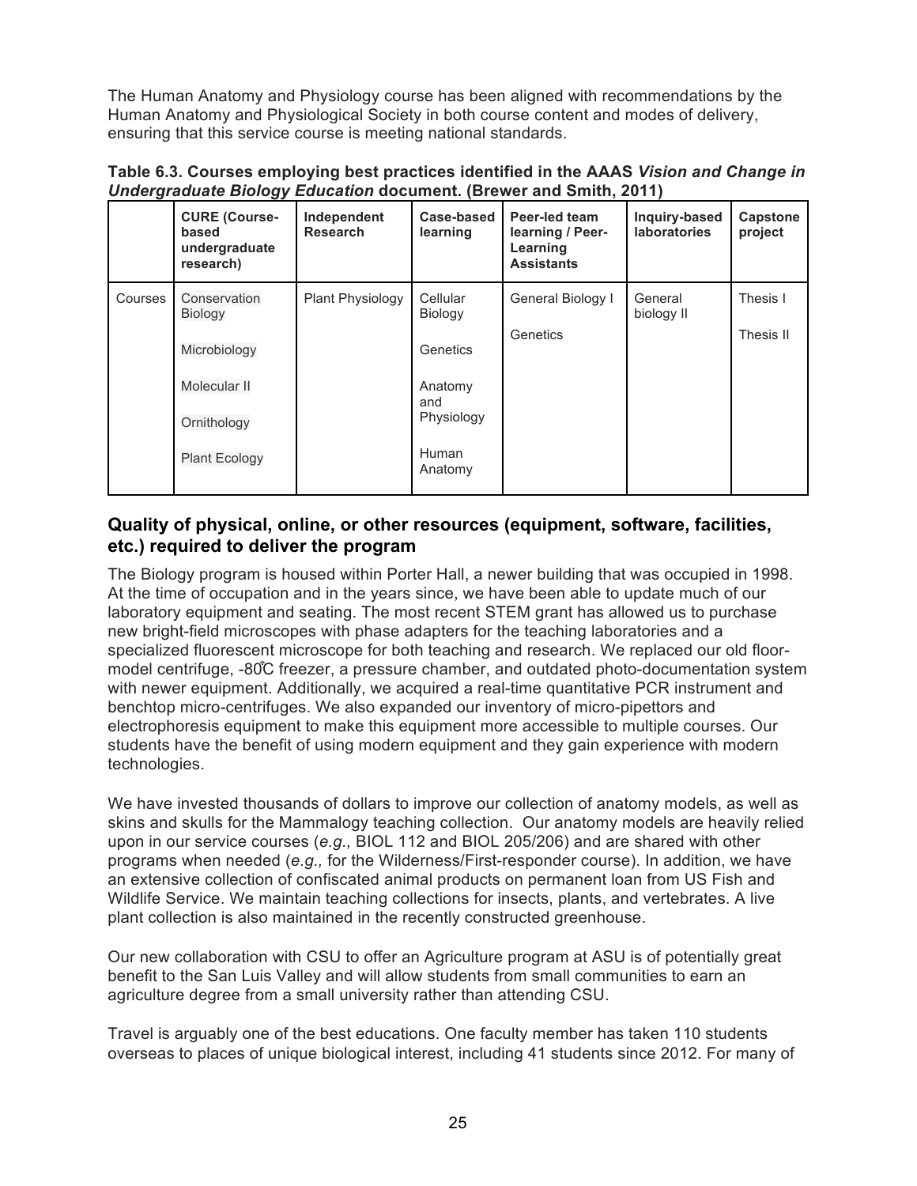The Human Anatomy and Physiology course has been aligned with recommendations by the Human Anatomy and Physiological Society in both course content and modes of delivery, ensuring that this service course is meeting national standards.

**Table 6.3. Courses employing best practices identified in the AAAS *Vision and Change in Undergraduate Biology Education* document. (Brewer and Smith, 2011)**

| | **CURE (Course-based undergraduate research)** | **Independent Research** | **Case-based learning** | **Peer-led team learning / Peer-Learning Assistants** | **Inquiry-based laboratories** | **Capstone project** |
|---|---|---|---|---|---|---|
| Courses | Conservation Biology<br>Microbiology<br>Molecular II<br>Ornithology<br>Plant Ecology | Plant Physiology | Cellular Biology<br>Genetics<br>Anatomy and Physiology<br>Human Anatomy | General Biology I<br>Genetics | General biology II | Thesis I<br>Thesis II |

## Quality of physical, online, or other resources (equipment, software, facilities, etc.) required to deliver the program

The Biology program is housed within Porter Hall, a newer building that was occupied in 1998. At the time of occupation and in the years since, we have been able to update much of our laboratory equipment and seating. The most recent STEM grant has allowed us to purchase new bright-field microscopes with phase adapters for the teaching laboratories and a specialized fluorescent microscope for both teaching and research. We replaced our old floor-model centrifuge, -80℃ freezer, a pressure chamber, and outdated photo-documentation system with newer equipment. Additionally, we acquired a real-time quantitative PCR instrument and benchtop micro-centrifuges. We also expanded our inventory of micro-pipettors and electrophoresis equipment to make this equipment more accessible to multiple courses. Our students have the benefit of using modern equipment and they gain experience with modern technologies.

We have invested thousands of dollars to improve our collection of anatomy models, as well as skins and skulls for the Mammalogy teaching collection. Our anatomy models are heavily relied upon in our service courses (*e.g.,* BIOL 112 and BIOL 205/206) and are shared with other programs when needed (*e.g.,* for the Wilderness/First-responder course). In addition, we have an extensive collection of confiscated animal products on permanent loan from US Fish and Wildlife Service. We maintain teaching collections for insects, plants, and vertebrates. A live plant collection is also maintained in the recently constructed greenhouse.

Our new collaboration with CSU to offer an Agriculture program at ASU is of potentially great benefit to the San Luis Valley and will allow students from small communities to earn an agriculture degree from a small university rather than attending CSU.

Travel is arguably one of the best educations. One faculty member has taken 110 students overseas to places of unique biological interest, including 41 students since 2012. For many of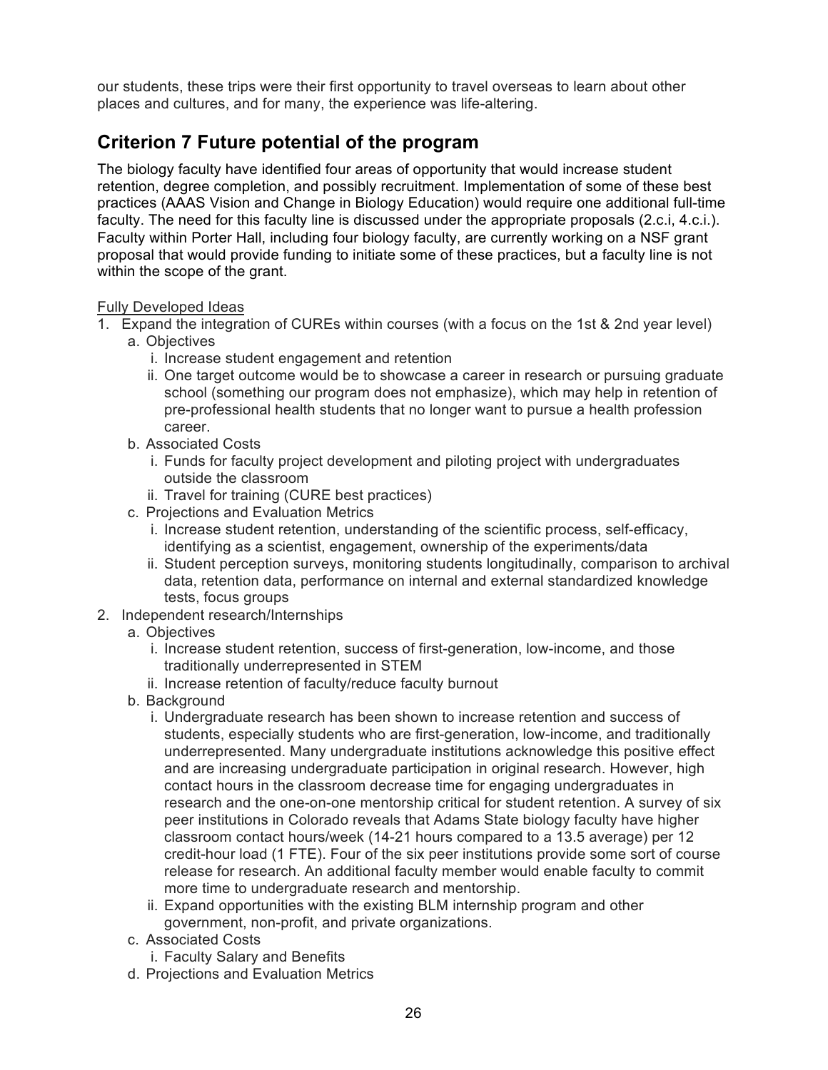our students, these trips were their first opportunity to travel overseas to learn about other places and cultures, and for many, the experience was life-altering.

## Criterion 7 Future potential of the program

The biology faculty have identified four areas of opportunity that would increase student retention, degree completion, and possibly recruitment. Implementation of some of these best practices (AAAS Vision and Change in Biology Education) would require one additional full-time faculty. The need for this faculty line is discussed under the appropriate proposals (2.c.i, 4.c.i.). Faculty within Porter Hall, including four biology faculty, are currently working on a NSF grant proposal that would provide funding to initiate some of these practices, but a faculty line is not within the scope of the grant.

Fully Developed Ideas

1. Expand the integration of CUREs within courses (with a focus on the 1st & 2nd year level)
   a. Objectives
      i. Increase student engagement and retention
      ii. One target outcome would be to showcase a career in research or pursuing graduate school (something our program does not emphasize), which may help in retention of pre-professional health students that no longer want to pursue a health profession career.
   b. Associated Costs
      i. Funds for faculty project development and piloting project with undergraduates outside the classroom
      ii. Travel for training (CURE best practices)
   c. Projections and Evaluation Metrics
      i. Increase student retention, understanding of the scientific process, self-efficacy, identifying as a scientist, engagement, ownership of the experiments/data
      ii. Student perception surveys, monitoring students longitudinally, comparison to archival data, retention data, performance on internal and external standardized knowledge tests, focus groups
2. Independent research/Internships
   a. Objectives
      i. Increase student retention, success of first-generation, low-income, and those traditionally underrepresented in STEM
      ii. Increase retention of faculty/reduce faculty burnout
   b. Background
      i. Undergraduate research has been shown to increase retention and success of students, especially students who are first-generation, low-income, and traditionally underrepresented. Many undergraduate institutions acknowledge this positive effect and are increasing undergraduate participation in original research. However, high contact hours in the classroom decrease time for engaging undergraduates in research and the one-on-one mentorship critical for student retention. A survey of six peer institutions in Colorado reveals that Adams State biology faculty have higher classroom contact hours/week (14-21 hours compared to a 13.5 average) per 12 credit-hour load (1 FTE). Four of the six peer institutions provide some sort of course release for research. An additional faculty member would enable faculty to commit more time to undergraduate research and mentorship.
      ii. Expand opportunities with the existing BLM internship program and other government, non-profit, and private organizations.
   c. Associated Costs
      i. Faculty Salary and Benefits
   d. Projections and Evaluation Metrics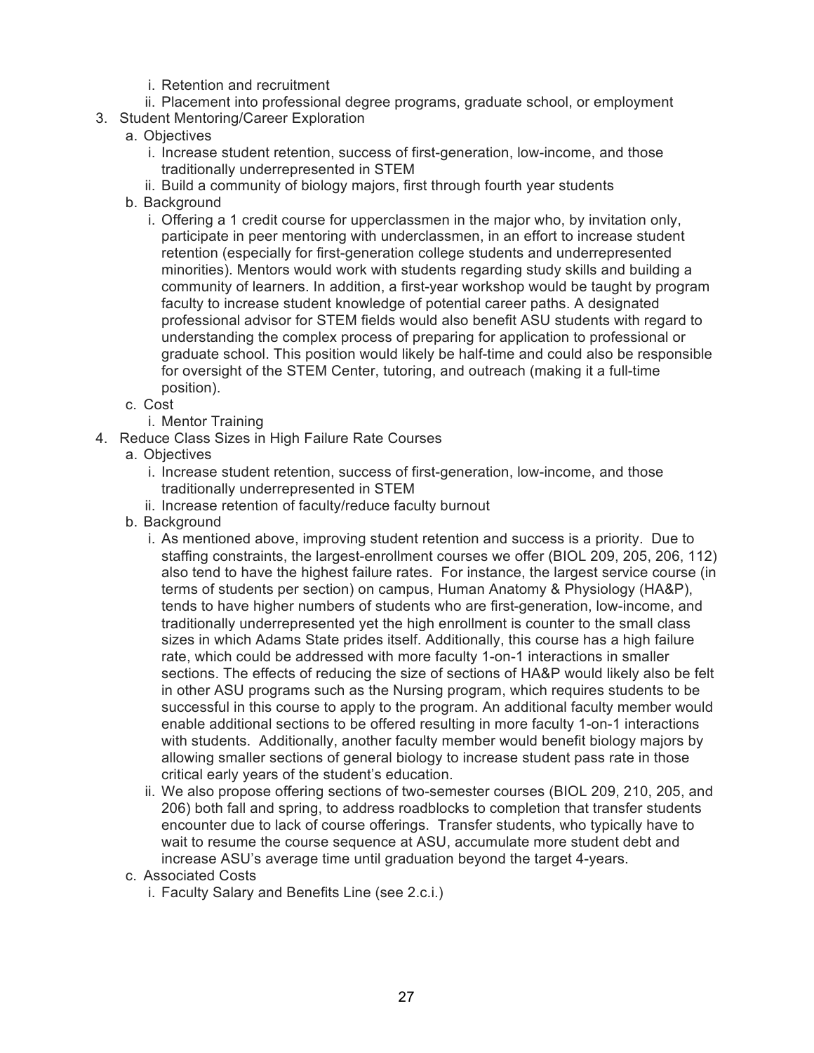i. Retention and recruitment
   ii. Placement into professional degree programs, graduate school, or employment

3. Student Mentoring/Career Exploration
   a. Objectives
      i. Increase student retention, success of first-generation, low-income, and those traditionally underrepresented in STEM
      ii. Build a community of biology majors, first through fourth year students
   b. Background
      i. Offering a 1 credit course for upperclassmen in the major who, by invitation only, participate in peer mentoring with underclassmen, in an effort to increase student retention (especially for first-generation college students and underrepresented minorities). Mentors would work with students regarding study skills and building a community of learners. In addition, a first-year workshop would be taught by program faculty to increase student knowledge of potential career paths. A designated professional advisor for STEM fields would also benefit ASU students with regard to understanding the complex process of preparing for application to professional or graduate school. This position would likely be half-time and could also be responsible for oversight of the STEM Center, tutoring, and outreach (making it a full-time position).
   c. Cost
      i. Mentor Training

4. Reduce Class Sizes in High Failure Rate Courses
   a. Objectives
      i. Increase student retention, success of first-generation, low-income, and those traditionally underrepresented in STEM
      ii. Increase retention of faculty/reduce faculty burnout
   b. Background
      i. As mentioned above, improving student retention and success is a priority. Due to staffing constraints, the largest-enrollment courses we offer (BIOL 209, 205, 206, 112) also tend to have the highest failure rates. For instance, the largest service course (in terms of students per section) on campus, Human Anatomy & Physiology (HA&P), tends to have higher numbers of students who are first-generation, low-income, and traditionally underrepresented yet the high enrollment is counter to the small class sizes in which Adams State prides itself. Additionally, this course has a high failure rate, which could be addressed with more faculty 1-on-1 interactions in smaller sections. The effects of reducing the size of sections of HA&P would likely also be felt in other ASU programs such as the Nursing program, which requires students to be successful in this course to apply to the program. An additional faculty member would enable additional sections to be offered resulting in more faculty 1-on-1 interactions with students. Additionally, another faculty member would benefit biology majors by allowing smaller sections of general biology to increase student pass rate in those critical early years of the student's education.
      ii. We also propose offering sections of two-semester courses (BIOL 209, 210, 205, and 206) both fall and spring, to address roadblocks to completion that transfer students encounter due to lack of course offerings. Transfer students, who typically have to wait to resume the course sequence at ASU, accumulate more student debt and increase ASU's average time until graduation beyond the target 4-years.
   c. Associated Costs
      i. Faculty Salary and Benefits Line (see 2.c.i.)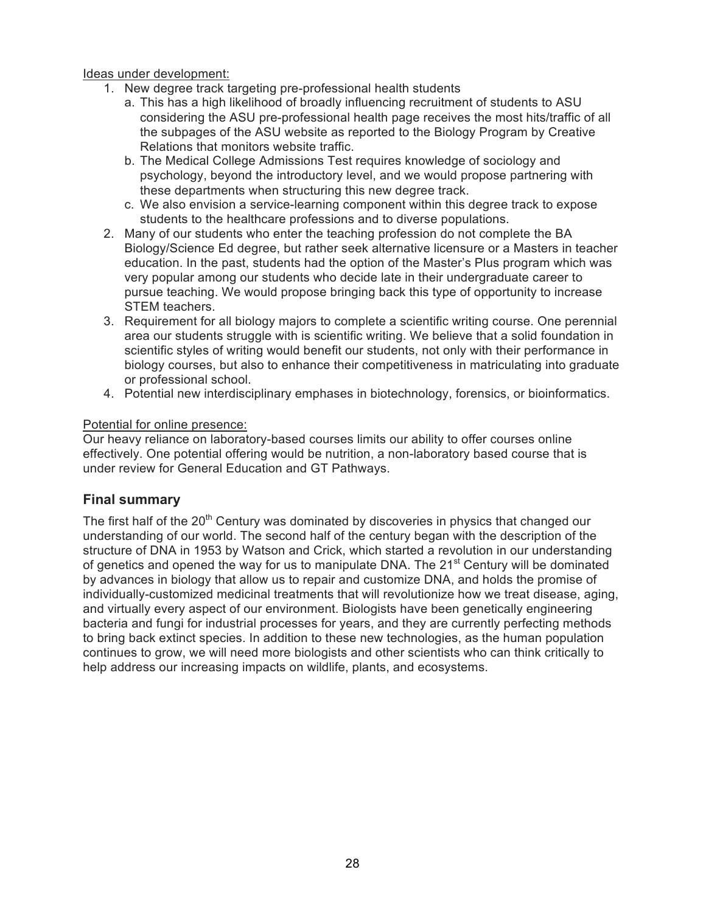Ideas under development:

1. New degree track targeting pre-professional health students
   a. This has a high likelihood of broadly influencing recruitment of students to ASU considering the ASU pre-professional health page receives the most hits/traffic of all the subpages of the ASU website as reported to the Biology Program by Creative Relations that monitors website traffic.
   b. The Medical College Admissions Test requires knowledge of sociology and psychology, beyond the introductory level, and we would propose partnering with these departments when structuring this new degree track.
   c. We also envision a service-learning component within this degree track to expose students to the healthcare professions and to diverse populations.
2. Many of our students who enter the teaching profession do not complete the BA Biology/Science Ed degree, but rather seek alternative licensure or a Masters in teacher education. In the past, students had the option of the Master's Plus program which was very popular among our students who decide late in their undergraduate career to pursue teaching. We would propose bringing back this type of opportunity to increase STEM teachers.
3. Requirement for all biology majors to complete a scientific writing course. One perennial area our students struggle with is scientific writing. We believe that a solid foundation in scientific styles of writing would benefit our students, not only with their performance in biology courses, but also to enhance their competitiveness in matriculating into graduate or professional school.
4. Potential new interdisciplinary emphases in biotechnology, forensics, or bioinformatics.

Potential for online presence:

Our heavy reliance on laboratory-based courses limits our ability to offer courses online effectively. One potential offering would be nutrition, a non-laboratory based course that is under review for General Education and GT Pathways.

## Final summary

The first half of the 20th Century was dominated by discoveries in physics that changed our understanding of our world. The second half of the century began with the description of the structure of DNA in 1953 by Watson and Crick, which started a revolution in our understanding of genetics and opened the way for us to manipulate DNA. The 21st Century will be dominated by advances in biology that allow us to repair and customize DNA, and holds the promise of individually-customized medicinal treatments that will revolutionize how we treat disease, aging, and virtually every aspect of our environment. Biologists have been genetically engineering bacteria and fungi for industrial processes for years, and they are currently perfecting methods to bring back extinct species. In addition to these new technologies, as the human population continues to grow, we will need more biologists and other scientists who can think critically to help address our increasing impacts on wildlife, plants, and ecosystems.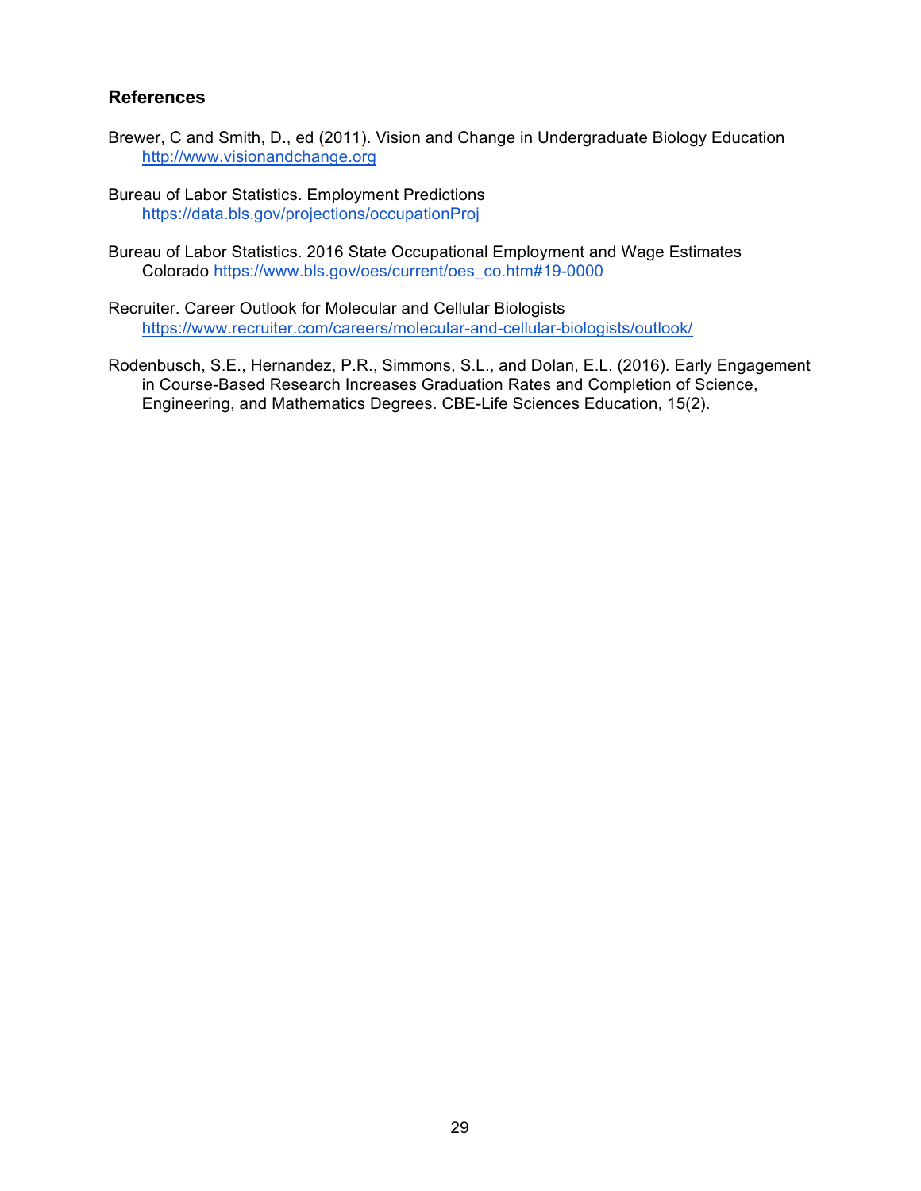### References

Brewer, C and Smith, D., ed (2011). Vision and Change in Undergraduate Biology Education
http://www.visionandchange.org

Bureau of Labor Statistics. Employment Predictions
https://data.bls.gov/projections/occupationProj

Bureau of Labor Statistics. 2016 State Occupational Employment and Wage Estimates
Colorado https://www.bls.gov/oes/current/oes_co.htm#19-0000

Recruiter. Career Outlook for Molecular and Cellular Biologists
https://www.recruiter.com/careers/molecular-and-cellular-biologists/outlook/

Rodenbusch, S.E., Hernandez, P.R., Simmons, S.L., and Dolan, E.L. (2016). Early Engagement in Course-Based Research Increases Graduation Rates and Completion of Science, Engineering, and Mathematics Degrees. CBE-Life Sciences Education, 15(2).